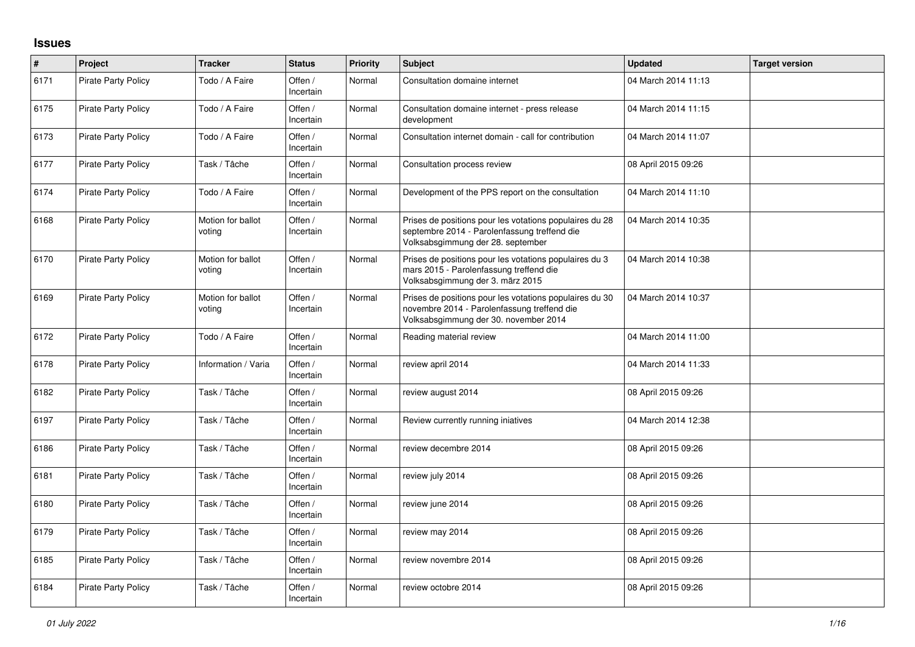## Issues

| # | Project | Tracker | Status | Priority | Subject | Updated | Target version |
|---|---|---|---|---|---|---|---|
| 6171 | Pirate Party Policy | Todo / A Faire | Offen / Incertain | Normal | Consultation domaine internet | 04 March 2014 11:13 | |
| 6175 | Pirate Party Policy | Todo / A Faire | Offen / Incertain | Normal | Consultation domaine internet - press release development | 04 March 2014 11:15 | |
| 6173 | Pirate Party Policy | Todo / A Faire | Offen / Incertain | Normal | Consultation internet domain - call for contribution | 04 March 2014 11:07 | |
| 6177 | Pirate Party Policy | Task / Tâche | Offen / Incertain | Normal | Consultation process review | 08 April 2015 09:26 | |
| 6174 | Pirate Party Policy | Todo / A Faire | Offen / Incertain | Normal | Development of the PPS report on the consultation | 04 March 2014 11:10 | |
| 6168 | Pirate Party Policy | Motion for ballot voting | Offen / Incertain | Normal | Prises de positions pour les votations populaires du 28 septembre 2014 - Parolenfassung treffend die Volksabsgimmung der 28. september | 04 March 2014 10:35 | |
| 6170 | Pirate Party Policy | Motion for ballot voting | Offen / Incertain | Normal | Prises de positions pour les votations populaires du 3 mars 2015 - Parolenfassung treffend die Volksabsgimmung der 3. märz 2015 | 04 March 2014 10:38 | |
| 6169 | Pirate Party Policy | Motion for ballot voting | Offen / Incertain | Normal | Prises de positions pour les votations populaires du 30 novembre 2014 - Parolenfassung treffend die Volksabsgimmung der 30. november 2014 | 04 March 2014 10:37 | |
| 6172 | Pirate Party Policy | Todo / A Faire | Offen / Incertain | Normal | Reading material review | 04 March 2014 11:00 | |
| 6178 | Pirate Party Policy | Information / Varia | Offen / Incertain | Normal | review april 2014 | 04 March 2014 11:33 | |
| 6182 | Pirate Party Policy | Task / Tâche | Offen / Incertain | Normal | review august 2014 | 08 April 2015 09:26 | |
| 6197 | Pirate Party Policy | Task / Tâche | Offen / Incertain | Normal | Review currently running iniatives | 04 March 2014 12:38 | |
| 6186 | Pirate Party Policy | Task / Tâche | Offen / Incertain | Normal | review decembre 2014 | 08 April 2015 09:26 | |
| 6181 | Pirate Party Policy | Task / Tâche | Offen / Incertain | Normal | review july 2014 | 08 April 2015 09:26 | |
| 6180 | Pirate Party Policy | Task / Tâche | Offen / Incertain | Normal | review june 2014 | 08 April 2015 09:26 | |
| 6179 | Pirate Party Policy | Task / Tâche | Offen / Incertain | Normal | review may 2014 | 08 April 2015 09:26 | |
| 6185 | Pirate Party Policy | Task / Tâche | Offen / Incertain | Normal | review novembre 2014 | 08 April 2015 09:26 | |
| 6184 | Pirate Party Policy | Task / Tâche | Offen / Incertain | Normal | review octobre 2014 | 08 April 2015 09:26 | |

*01 July 2022*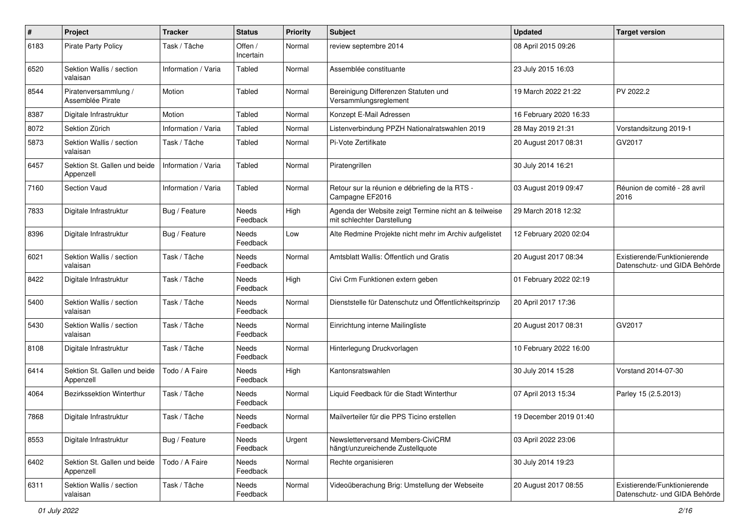| # | Project | Tracker | Status | Priority | Subject | Updated | Target version |
|---|---|---|---|---|---|---|---|
| 6183 | Pirate Party Policy | Task / Tâche | Offen / Incertain | Normal | review septembre 2014 | 08 April 2015 09:26 | |
| 6520 | Sektion Wallis / section valaisan | Information / Varia | Tabled | Normal | Assemblée constituante | 23 July 2015 16:03 | |
| 8544 | Piratenversammlung / Assemblée Pirate | Motion | Tabled | Normal | Bereinigung Differenzen Statuten und Versammlungsreglement | 19 March 2022 21:22 | PV 2022.2 |
| 8387 | Digitale Infrastruktur | Motion | Tabled | Normal | Konzept E-Mail Adressen | 16 February 2020 16:33 | |
| 8072 | Sektion Zürich | Information / Varia | Tabled | Normal | Listenverbindung PPZH Nationalratswahlen 2019 | 28 May 2019 21:31 | Vorstandsitzung 2019-1 |
| 5873 | Sektion Wallis / section valaisan | Task / Tâche | Tabled | Normal | Pi-Vote Zertifikate | 20 August 2017 08:31 | GV2017 |
| 6457 | Sektion St. Gallen und beide Appenzell | Information / Varia | Tabled | Normal | Piratengrillen | 30 July 2014 16:21 | |
| 7160 | Section Vaud | Information / Varia | Tabled | Normal | Retour sur la réunion e débriefing de la RTS - Campagne EF2016 | 03 August 2019 09:47 | Réunion de comité - 28 avril 2016 |
| 7833 | Digitale Infrastruktur | Bug / Feature | Needs Feedback | High | Agenda der Website zeigt Termine nicht an & teilweise mit schlechter Darstellung | 29 March 2018 12:32 | |
| 8396 | Digitale Infrastruktur | Bug / Feature | Needs Feedback | Low | Alte Redmine Projekte nicht mehr im Archiv aufgelistet | 12 February 2020 02:04 | |
| 6021 | Sektion Wallis / section valaisan | Task / Tâche | Needs Feedback | Normal | Amtsblatt Wallis: Öffentlich und Gratis | 20 August 2017 08:34 | Existierende/Funktionierende Datenschutz- und GIDA Behörde |
| 8422 | Digitale Infrastruktur | Task / Tâche | Needs Feedback | High | Civi Crm Funktionen extern geben | 01 February 2022 02:19 | |
| 5400 | Sektion Wallis / section valaisan | Task / Tâche | Needs Feedback | Normal | Dienststelle für Datenschutz und Öffentlichkeitsprinzip | 20 April 2017 17:36 | |
| 5430 | Sektion Wallis / section valaisan | Task / Tâche | Needs Feedback | Normal | Einrichtung interne Mailingliste | 20 August 2017 08:31 | GV2017 |
| 8108 | Digitale Infrastruktur | Task / Tâche | Needs Feedback | Normal | Hinterlegung Druckvorlagen | 10 February 2022 16:00 | |
| 6414 | Sektion St. Gallen und beide Appenzell | Todo / A Faire | Needs Feedback | High | Kantonsratswahlen | 30 July 2014 15:28 | Vorstand 2014-07-30 |
| 4064 | Bezirkssektion Winterthur | Task / Tâche | Needs Feedback | Normal | Liquid Feedback für die Stadt Winterthur | 07 April 2013 15:34 | Parley 15 (2.5.2013) |
| 7868 | Digitale Infrastruktur | Task / Tâche | Needs Feedback | Normal | Mailverteiler für die PPS Ticino erstellen | 19 December 2019 01:40 | |
| 8553 | Digitale Infrastruktur | Bug / Feature | Needs Feedback | Urgent | Newsletterversand Members-CiviCRM hängt/unzureichende Zustellquote | 03 April 2022 23:06 | |
| 6402 | Sektion St. Gallen und beide Appenzell | Todo / A Faire | Needs Feedback | Normal | Rechte organisieren | 30 July 2014 19:23 | |
| 6311 | Sektion Wallis / section valaisan | Task / Tâche | Needs Feedback | Normal | Videoüberachung Brig: Umstellung der Webseite | 20 August 2017 08:55 | Existierende/Funktionierende Datenschutz- und GIDA Behörde |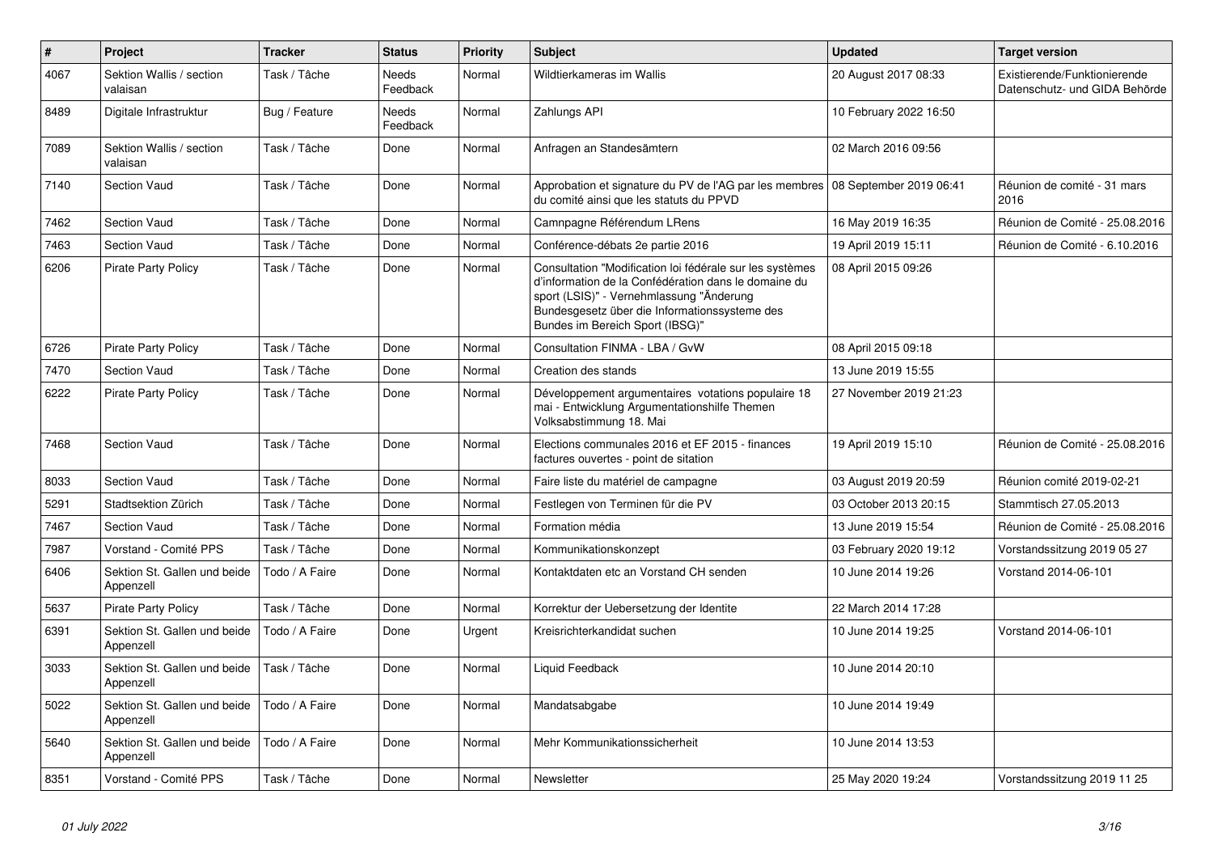| # | Project | Tracker | Status | Priority | Subject | Updated | Target version |
|---|---|---|---|---|---|---|---|
| 4067 | Sektion Wallis / section valaisan | Task / Tâche | Needs Feedback | Normal | Wildtierkameras im Wallis | 20 August 2017 08:33 | Existierende/Funktionierende Datenschutz- und GIDA Behörde |
| 8489 | Digitale Infrastruktur | Bug / Feature | Needs Feedback | Normal | Zahlungs API | 10 February 2022 16:50 | |
| 7089 | Sektion Wallis / section valaisan | Task / Tâche | Done | Normal | Anfragen an Standesämtern | 02 March 2016 09:56 | |
| 7140 | Section Vaud | Task / Tâche | Done | Normal | Approbation et signature du PV de l'AG par les membres du comité ainsi que les statuts du PPVD | 08 September 2019 06:41 | Réunion de comité - 31 mars 2016 |
| 7462 | Section Vaud | Task / Tâche | Done | Normal | Camnpagne Référendum LRens | 16 May 2019 16:35 | Réunion de Comité - 25.08.2016 |
| 7463 | Section Vaud | Task / Tâche | Done | Normal | Conférence-débats 2e partie 2016 | 19 April 2019 15:11 | Réunion de Comité - 6.10.2016 |
| 6206 | Pirate Party Policy | Task / Tâche | Done | Normal | Consultation "Modification loi fédérale sur les systèmes d'information de la Confédération dans le domaine du sport (LSIS)" - Vernehmlassung "Änderung Bundesgesetz über die Informationssysteme des Bundes im Bereich Sport (IBSG)" | 08 April 2015 09:26 | |
| 6726 | Pirate Party Policy | Task / Tâche | Done | Normal | Consultation FINMA - LBA / GvW | 08 April 2015 09:18 | |
| 7470 | Section Vaud | Task / Tâche | Done | Normal | Creation des stands | 13 June 2019 15:55 | |
| 6222 | Pirate Party Policy | Task / Tâche | Done | Normal | Développement argumentaires votations populaire 18 mai - Entwicklung Argumentationshilfe Themen Volksabstimmung 18. Mai | 27 November 2019 21:23 | |
| 7468 | Section Vaud | Task / Tâche | Done | Normal | Elections communales 2016 et EF 2015 - finances factures ouvertes - point de sitation | 19 April 2019 15:10 | Réunion de Comité - 25.08.2016 |
| 8033 | Section Vaud | Task / Tâche | Done | Normal | Faire liste du matériel de campagne | 03 August 2019 20:59 | Réunion comité 2019-02-21 |
| 5291 | Stadtsektion Zürich | Task / Tâche | Done | Normal | Festlegen von Terminen für die PV | 03 October 2013 20:15 | Stammtisch 27.05.2013 |
| 7467 | Section Vaud | Task / Tâche | Done | Normal | Formation média | 13 June 2019 15:54 | Réunion de Comité - 25.08.2016 |
| 7987 | Vorstand - Comité PPS | Task / Tâche | Done | Normal | Kommunikationskonzept | 03 February 2020 19:12 | Vorstandssitzung 2019 05 27 |
| 6406 | Sektion St. Gallen und beide Appenzell | Todo / A Faire | Done | Normal | Kontaktdaten etc an Vorstand CH senden | 10 June 2014 19:26 | Vorstand 2014-06-101 |
| 5637 | Pirate Party Policy | Task / Tâche | Done | Normal | Korrektur der Uebersetzung der Identite | 22 March 2014 17:28 | |
| 6391 | Sektion St. Gallen und beide Appenzell | Todo / A Faire | Done | Urgent | Kreisrichterkandidat suchen | 10 June 2014 19:25 | Vorstand 2014-06-101 |
| 3033 | Sektion St. Gallen und beide Appenzell | Task / Tâche | Done | Normal | Liquid Feedback | 10 June 2014 20:10 | |
| 5022 | Sektion St. Gallen und beide Appenzell | Todo / A Faire | Done | Normal | Mandatsabgabe | 10 June 2014 19:49 | |
| 5640 | Sektion St. Gallen und beide Appenzell | Todo / A Faire | Done | Normal | Mehr Kommunikationssicherheit | 10 June 2014 13:53 | |
| 8351 | Vorstand - Comité PPS | Task / Tâche | Done | Normal | Newsletter | 25 May 2020 19:24 | Vorstandssitzung 2019 11 25 |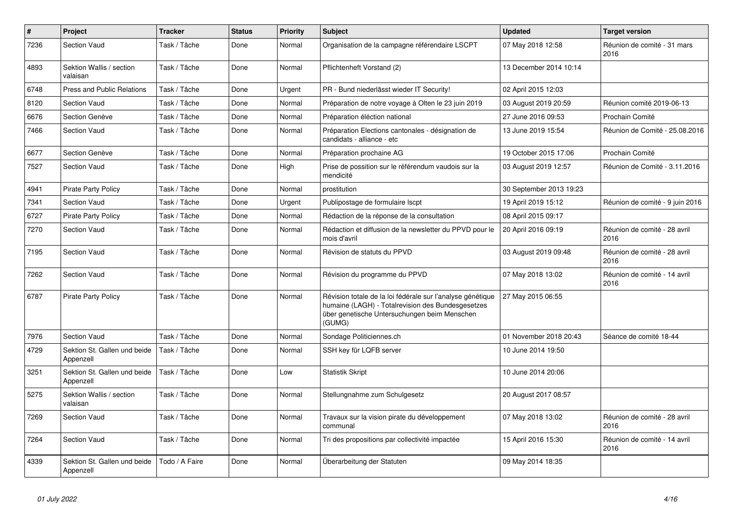| # | Project | Tracker | Status | Priority | Subject | Updated | Target version |
|---|---|---|---|---|---|---|---|
| 7236 | Section Vaud | Task / Tâche | Done | Normal | Organisation de la campagne référendaire LSCPT | 07 May 2018 12:58 | Réunion de comité - 31 mars 2016 |
| 4893 | Sektion Wallis / section valaisan | Task / Tâche | Done | Normal | Pflichtenheft Vorstand (2) | 13 December 2014 10:14 | |
| 6748 | Press and Public Relations | Task / Tâche | Done | Urgent | PR - Bund niederlässt wieder IT Security! | 02 April 2015 12:03 | |
| 8120 | Section Vaud | Task / Tâche | Done | Normal | Préparation de notre voyage à Olten le 23 juin 2019 | 03 August 2019 20:59 | Réunion comité 2019-06-13 |
| 6676 | Section Genève | Task / Tâche | Done | Normal | Préparation éléction national | 27 June 2016 09:53 | Prochain Comité |
| 7466 | Section Vaud | Task / Tâche | Done | Normal | Préparation Elections cantonales - désignation de candidats - alliance - etc | 13 June 2019 15:54 | Réunion de Comité - 25.08.2016 |
| 6677 | Section Genève | Task / Tâche | Done | Normal | Préparation prochaine AG | 19 October 2015 17:06 | Prochain Comité |
| 7527 | Section Vaud | Task / Tâche | Done | High | Prise de possition sur le référendum vaudois sur la mendicité | 03 August 2019 12:57 | Réunion de Comité - 3.11.2016 |
| 4941 | Pirate Party Policy | Task / Tâche | Done | Normal | prostitution | 30 September 2013 19:23 | |
| 7341 | Section Vaud | Task / Tâche | Done | Urgent | Publipostage de formulaire lscpt | 19 April 2019 15:12 | Réunion de comité - 9 juin 2016 |
| 6727 | Pirate Party Policy | Task / Tâche | Done | Normal | Rédaction de la réponse de la consultation | 08 April 2015 09:17 | |
| 7270 | Section Vaud | Task / Tâche | Done | Normal | Rédaction et diffusion de la newsletter du PPVD pour le mois d'avril | 20 April 2016 09:19 | Réunion de comité - 28 avril 2016 |
| 7195 | Section Vaud | Task / Tâche | Done | Normal | Révision de statuts du PPVD | 03 August 2019 09:48 | Réunion de comité - 28 avril 2016 |
| 7262 | Section Vaud | Task / Tâche | Done | Normal | Révision du programme du PPVD | 07 May 2018 13:02 | Réunion de comité - 14 avril 2016 |
| 6787 | Pirate Party Policy | Task / Tâche | Done | Normal | Révision totale de la loi fédérale sur l'analyse génétique humaine (LAGH) - Totalrevision des Bundesgesetzes über genetische Untersuchungen beim Menschen (GUMG) | 27 May 2015 06:55 | |
| 7976 | Section Vaud | Task / Tâche | Done | Normal | Sondage Politiciennes.ch | 01 November 2018 20:43 | Séance de comité 18-44 |
| 4729 | Sektion St. Gallen und beide Appenzell | Task / Tâche | Done | Normal | SSH key für LQFB server | 10 June 2014 19:50 | |
| 3251 | Sektion St. Gallen und beide Appenzell | Task / Tâche | Done | Low | Statistik Skript | 10 June 2014 20:06 | |
| 5275 | Sektion Wallis / section valaisan | Task / Tâche | Done | Normal | Stellungnahme zum Schulgesetz | 20 August 2017 08:57 | |
| 7269 | Section Vaud | Task / Tâche | Done | Normal | Travaux sur la vision pirate du développement communal | 07 May 2018 13:02 | Réunion de comité - 28 avril 2016 |
| 7264 | Section Vaud | Task / Tâche | Done | Normal | Tri des propositions par collectivité impactée | 15 April 2016 15:30 | Réunion de comité - 14 avril 2016 |
| 4339 | Sektion St. Gallen und beide Appenzell | Todo / A Faire | Done | Normal | Überarbeitung der Statuten | 09 May 2014 18:35 | |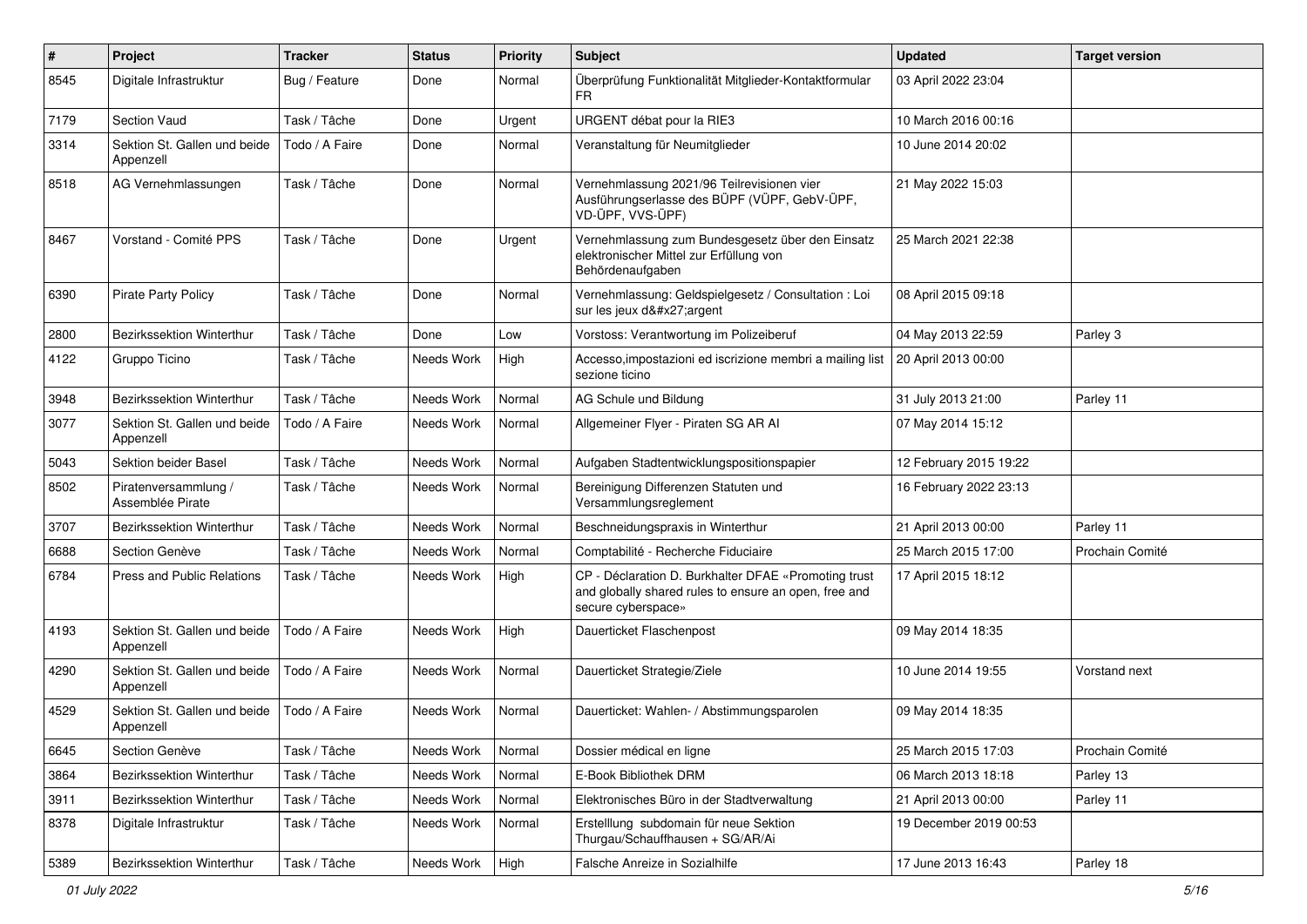| # | Project | Tracker | Status | Priority | Subject | Updated | Target version |
|---|---|---|---|---|---|---|---|
| 8545 | Digitale Infrastruktur | Bug / Feature | Done | Normal | Überprüfung Funktionalität Mitglieder-Kontaktformular FR | 03 April 2022 23:04 | |
| 7179 | Section Vaud | Task / Tâche | Done | Urgent | URGENT débat pour la RIE3 | 10 March 2016 00:16 | |
| 3314 | Sektion St. Gallen und beide Appenzell | Todo / A Faire | Done | Normal | Veranstaltung für Neumitglieder | 10 June 2014 20:02 | |
| 8518 | AG Vernehmlassungen | Task / Tâche | Done | Normal | Vernehmlassung 2021/96 Teilrevisionen vier Ausführungserlasse des BÜPF (VÜPF, GebV-ÜPF, VD-ÜPF, VVS-ÜPF) | 21 May 2022 15:03 | |
| 8467 | Vorstand - Comité PPS | Task / Tâche | Done | Urgent | Vernehmlassung zum Bundesgesetz über den Einsatz elektronischer Mittel zur Erfüllung von Behördenaufgaben | 25 March 2021 22:38 | |
| 6390 | Pirate Party Policy | Task / Tâche | Done | Normal | Vernehmlassung: Geldspielgesetz / Consultation : Loi sur les jeux d&#x27;argent | 08 April 2015 09:18 | |
| 2800 | Bezirkssektion Winterthur | Task / Tâche | Done | Low | Vorstoss: Verantwortung im Polizeiberuf | 04 May 2013 22:59 | Parley 3 |
| 4122 | Gruppo Ticino | Task / Tâche | Needs Work | High | Accesso,impostazioni ed iscrizione membri a mailing list sezione ticino | 20 April 2013 00:00 | |
| 3948 | Bezirkssektion Winterthur | Task / Tâche | Needs Work | Normal | AG Schule und Bildung | 31 July 2013 21:00 | Parley 11 |
| 3077 | Sektion St. Gallen und beide Appenzell | Todo / A Faire | Needs Work | Normal | Allgemeiner Flyer - Piraten SG AR AI | 07 May 2014 15:12 | |
| 5043 | Sektion beider Basel | Task / Tâche | Needs Work | Normal | Aufgaben Stadtentwicklungspositionspapier | 12 February 2015 19:22 | |
| 8502 | Piratenversammlung / Assemblée Pirate | Task / Tâche | Needs Work | Normal | Bereinigung Differenzen Statuten und Versammlungsreglement | 16 February 2022 23:13 | |
| 3707 | Bezirkssektion Winterthur | Task / Tâche | Needs Work | Normal | Beschneidungspraxis in Winterthur | 21 April 2013 00:00 | Parley 11 |
| 6688 | Section Genève | Task / Tâche | Needs Work | Normal | Comptabilité - Recherche Fiduciaire | 25 March 2015 17:00 | Prochain Comité |
| 6784 | Press and Public Relations | Task / Tâche | Needs Work | High | CP - Déclaration D. Burkhalter DFAE «Promoting trust and globally shared rules to ensure an open, free and secure cyberspace» | 17 April 2015 18:12 | |
| 4193 | Sektion St. Gallen und beide Appenzell | Todo / A Faire | Needs Work | High | Dauerticket Flaschenpost | 09 May 2014 18:35 | |
| 4290 | Sektion St. Gallen und beide Appenzell | Todo / A Faire | Needs Work | Normal | Dauerticket Strategie/Ziele | 10 June 2014 19:55 | Vorstand next |
| 4529 | Sektion St. Gallen und beide Appenzell | Todo / A Faire | Needs Work | Normal | Dauerticket: Wahlen- / Abstimmungsparolen | 09 May 2014 18:35 | |
| 6645 | Section Genève | Task / Tâche | Needs Work | Normal | Dossier médical en ligne | 25 March 2015 17:03 | Prochain Comité |
| 3864 | Bezirkssektion Winterthur | Task / Tâche | Needs Work | Normal | E-Book Bibliothek DRM | 06 March 2013 18:18 | Parley 13 |
| 3911 | Bezirkssektion Winterthur | Task / Tâche | Needs Work | Normal | Elektronisches Büro in der Stadtverwaltung | 21 April 2013 00:00 | Parley 11 |
| 8378 | Digitale Infrastruktur | Task / Tâche | Needs Work | Normal | Erstelllung subdomain für neue Sektion Thurgau/Schauffhausen + SG/AR/Ai | 19 December 2019 00:53 | |
| 5389 | Bezirkssektion Winterthur | Task / Tâche | Needs Work | High | Falsche Anreize in Sozialhilfe | 17 June 2013 16:43 | Parley 18 |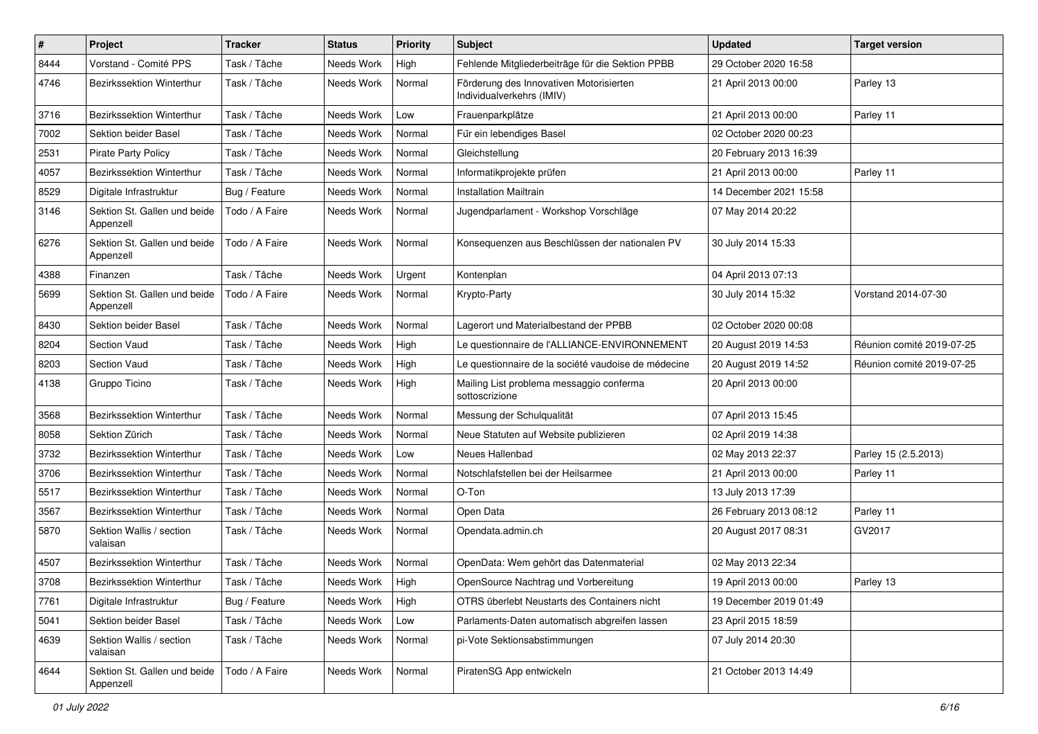| # | Project | Tracker | Status | Priority | Subject | Updated | Target version |
|---|---|---|---|---|---|---|---|
| 8444 | Vorstand - Comité PPS | Task / Tâche | Needs Work | High | Fehlende Mitgliederbeiträge für die Sektion PPBB | 29 October 2020 16:58 | |
| 4746 | Bezirkssektion Winterthur | Task / Tâche | Needs Work | Normal | Förderung des Innovativen Motorisierten Individualverkehrs (IMIV) | 21 April 2013 00:00 | Parley 13 |
| 3716 | Bezirkssektion Winterthur | Task / Tâche | Needs Work | Low | Frauenparkplätze | 21 April 2013 00:00 | Parley 11 |
| 7002 | Sektion beider Basel | Task / Tâche | Needs Work | Normal | Für ein lebendiges Basel | 02 October 2020 00:23 | |
| 2531 | Pirate Party Policy | Task / Tâche | Needs Work | Normal | Gleichstellung | 20 February 2013 16:39 | |
| 4057 | Bezirkssektion Winterthur | Task / Tâche | Needs Work | Normal | Informatikprojekte prüfen | 21 April 2013 00:00 | Parley 11 |
| 8529 | Digitale Infrastruktur | Bug / Feature | Needs Work | Normal | Installation Mailtrain | 14 December 2021 15:58 | |
| 3146 | Sektion St. Gallen und beide Appenzell | Todo / A Faire | Needs Work | Normal | Jugendparlament - Workshop Vorschläge | 07 May 2014 20:22 | |
| 6276 | Sektion St. Gallen und beide Appenzell | Todo / A Faire | Needs Work | Normal | Konsequenzen aus Beschlüssen der nationalen PV | 30 July 2014 15:33 | |
| 4388 | Finanzen | Task / Tâche | Needs Work | Urgent | Kontenplan | 04 April 2013 07:13 | |
| 5699 | Sektion St. Gallen und beide Appenzell | Todo / A Faire | Needs Work | Normal | Krypto-Party | 30 July 2014 15:32 | Vorstand 2014-07-30 |
| 8430 | Sektion beider Basel | Task / Tâche | Needs Work | Normal | Lagerort und Materialbestand der PPBB | 02 October 2020 00:08 | |
| 8204 | Section Vaud | Task / Tâche | Needs Work | High | Le questionnaire de l'ALLIANCE-ENVIRONNEMENT | 20 August 2019 14:53 | Réunion comité 2019-07-25 |
| 8203 | Section Vaud | Task / Tâche | Needs Work | High | Le questionnaire de la société vaudoise de médecine | 20 August 2019 14:52 | Réunion comité 2019-07-25 |
| 4138 | Gruppo Ticino | Task / Tâche | Needs Work | High | Mailing List problema messaggio conferma sottoscrizione | 20 April 2013 00:00 | |
| 3568 | Bezirkssektion Winterthur | Task / Tâche | Needs Work | Normal | Messung der Schulqualität | 07 April 2013 15:45 | |
| 8058 | Sektion Zürich | Task / Tâche | Needs Work | Normal | Neue Statuten auf Website publizieren | 02 April 2019 14:38 | |
| 3732 | Bezirkssektion Winterthur | Task / Tâche | Needs Work | Low | Neues Hallenbad | 02 May 2013 22:37 | Parley 15 (2.5.2013) |
| 3706 | Bezirkssektion Winterthur | Task / Tâche | Needs Work | Normal | Notschlafstellen bei der Heilsarmee | 21 April 2013 00:00 | Parley 11 |
| 5517 | Bezirkssektion Winterthur | Task / Tâche | Needs Work | Normal | O-Ton | 13 July 2013 17:39 | |
| 3567 | Bezirkssektion Winterthur | Task / Tâche | Needs Work | Normal | Open Data | 26 February 2013 08:12 | Parley 11 |
| 5870 | Sektion Wallis / section valaisan | Task / Tâche | Needs Work | Normal | Opendata.admin.ch | 20 August 2017 08:31 | GV2017 |
| 4507 | Bezirkssektion Winterthur | Task / Tâche | Needs Work | Normal | OpenData: Wem gehört das Datenmaterial | 02 May 2013 22:34 | |
| 3708 | Bezirkssektion Winterthur | Task / Tâche | Needs Work | High | OpenSource Nachtrag und Vorbereitung | 19 April 2013 00:00 | Parley 13 |
| 7761 | Digitale Infrastruktur | Bug / Feature | Needs Work | High | OTRS überlebt Neustarts des Containers nicht | 19 December 2019 01:49 | |
| 5041 | Sektion beider Basel | Task / Tâche | Needs Work | Low | Parlaments-Daten automatisch abgreifen lassen | 23 April 2015 18:59 | |
| 4639 | Sektion Wallis / section valaisan | Task / Tâche | Needs Work | Normal | pi-Vote Sektionsabstimmungen | 07 July 2014 20:30 | |
| 4644 | Sektion St. Gallen und beide Appenzell | Todo / A Faire | Needs Work | Normal | PiratenSG App entwickeln | 21 October 2013 14:49 | |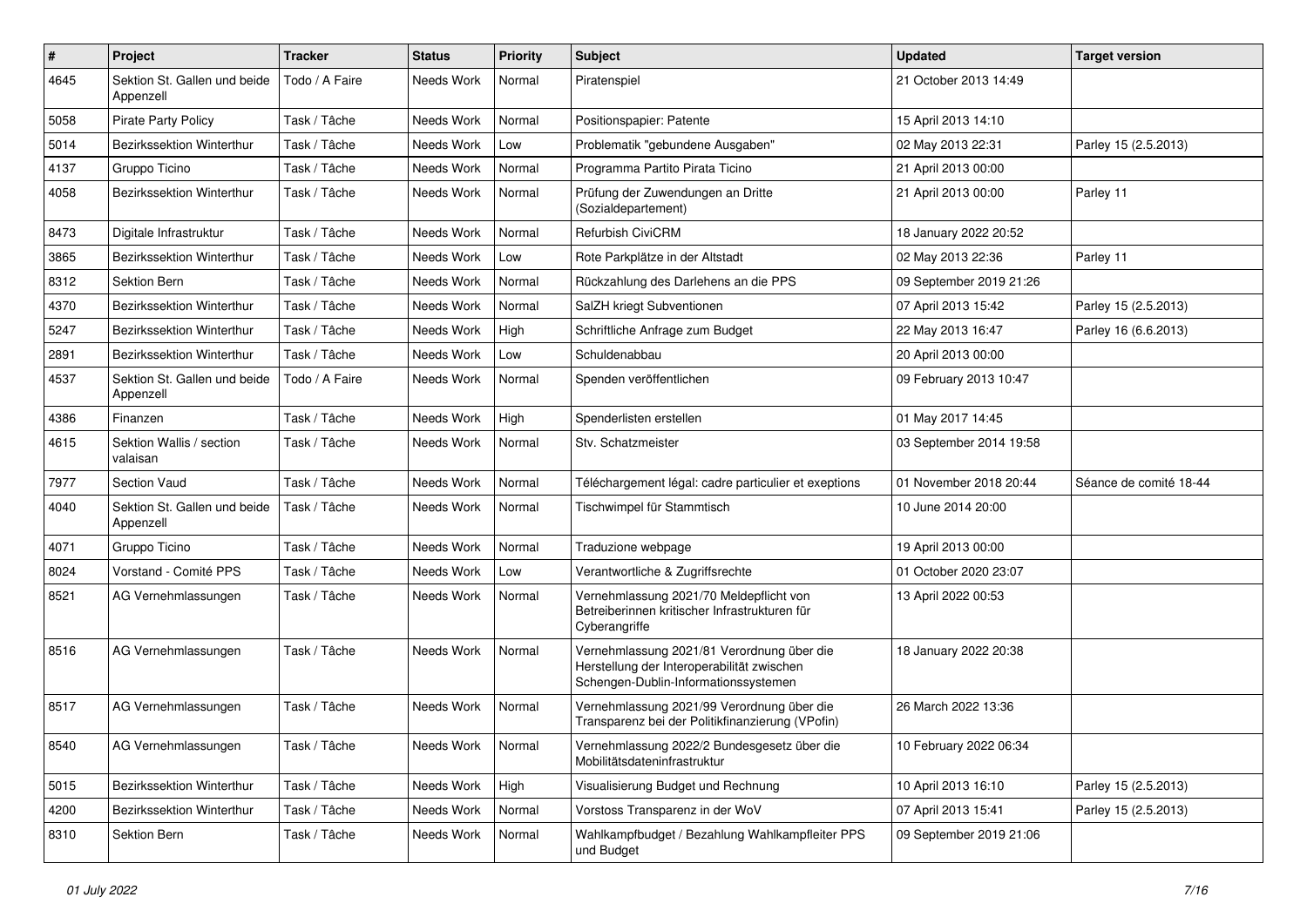| # | Project | Tracker | Status | Priority | Subject | Updated | Target version |
|---|---|---|---|---|---|---|---|
| 4645 | Sektion St. Gallen und beide Appenzell | Todo / A Faire | Needs Work | Normal | Piratenspiel | 21 October 2013 14:49 | |
| 5058 | Pirate Party Policy | Task / Tâche | Needs Work | Normal | Positionspapier: Patente | 15 April 2013 14:10 | |
| 5014 | Bezirkssektion Winterthur | Task / Tâche | Needs Work | Low | Problematik "gebundene Ausgaben" | 02 May 2013 22:31 | Parley 15 (2.5.2013) |
| 4137 | Gruppo Ticino | Task / Tâche | Needs Work | Normal | Programma Partito Pirata Ticino | 21 April 2013 00:00 | |
| 4058 | Bezirkssektion Winterthur | Task / Tâche | Needs Work | Normal | Prüfung der Zuwendungen an Dritte (Sozialdepartement) | 21 April 2013 00:00 | Parley 11 |
| 8473 | Digitale Infrastruktur | Task / Tâche | Needs Work | Normal | Refurbish CiviCRM | 18 January 2022 20:52 | |
| 3865 | Bezirkssektion Winterthur | Task / Tâche | Needs Work | Low | Rote Parkplätze in der Altstadt | 02 May 2013 22:36 | Parley 11 |
| 8312 | Sektion Bern | Task / Tâche | Needs Work | Normal | Rückzahlung des Darlehens an die PPS | 09 September 2019 21:26 | |
| 4370 | Bezirkssektion Winterthur | Task / Tâche | Needs Work | Normal | SalZH kriegt Subventionen | 07 April 2013 15:42 | Parley 15 (2.5.2013) |
| 5247 | Bezirkssektion Winterthur | Task / Tâche | Needs Work | High | Schriftliche Anfrage zum Budget | 22 May 2013 16:47 | Parley 16 (6.6.2013) |
| 2891 | Bezirkssektion Winterthur | Task / Tâche | Needs Work | Low | Schuldenabbau | 20 April 2013 00:00 | |
| 4537 | Sektion St. Gallen und beide Appenzell | Todo / A Faire | Needs Work | Normal | Spenden veröffentlichen | 09 February 2013 10:47 | |
| 4386 | Finanzen | Task / Tâche | Needs Work | High | Spenderlisten erstellen | 01 May 2017 14:45 | |
| 4615 | Sektion Wallis / section valaisan | Task / Tâche | Needs Work | Normal | Stv. Schatzmeister | 03 September 2014 19:58 | |
| 7977 | Section Vaud | Task / Tâche | Needs Work | Normal | Téléchargement légal: cadre particulier et exeptions | 01 November 2018 20:44 | Séance de comité 18-44 |
| 4040 | Sektion St. Gallen und beide Appenzell | Task / Tâche | Needs Work | Normal | Tischwimpel für Stammtisch | 10 June 2014 20:00 | |
| 4071 | Gruppo Ticino | Task / Tâche | Needs Work | Normal | Traduzione webpage | 19 April 2013 00:00 | |
| 8024 | Vorstand - Comité PPS | Task / Tâche | Needs Work | Low | Verantwortliche & Zugriffsrechte | 01 October 2020 23:07 | |
| 8521 | AG Vernehmlassungen | Task / Tâche | Needs Work | Normal | Vernehmlassung 2021/70 Meldepflicht von Betreiberinnen kritischer Infrastrukturen für Cyberangriffe | 13 April 2022 00:53 | |
| 8516 | AG Vernehmlassungen | Task / Tâche | Needs Work | Normal | Vernehmlassung 2021/81 Verordnung über die Herstellung der Interoperabilität zwischen Schengen-Dublin-Informationssystemen | 18 January 2022 20:38 | |
| 8517 | AG Vernehmlassungen | Task / Tâche | Needs Work | Normal | Vernehmlassung 2021/99 Verordnung über die Transparenz bei der Politikfinanzierung (VPofin) | 26 March 2022 13:36 | |
| 8540 | AG Vernehmlassungen | Task / Tâche | Needs Work | Normal | Vernehmlassung 2022/2 Bundesgesetz über die Mobilitätsdateninfrastruktur | 10 February 2022 06:34 | |
| 5015 | Bezirkssektion Winterthur | Task / Tâche | Needs Work | High | Visualisierung Budget und Rechnung | 10 April 2013 16:10 | Parley 15 (2.5.2013) |
| 4200 | Bezirkssektion Winterthur | Task / Tâche | Needs Work | Normal | Vorstoss Transparenz in der WoV | 07 April 2013 15:41 | Parley 15 (2.5.2013) |
| 8310 | Sektion Bern | Task / Tâche | Needs Work | Normal | Wahlkampfbudget / Bezahlung Wahlkampfleiter PPS und Budget | 09 September 2019 21:06 | |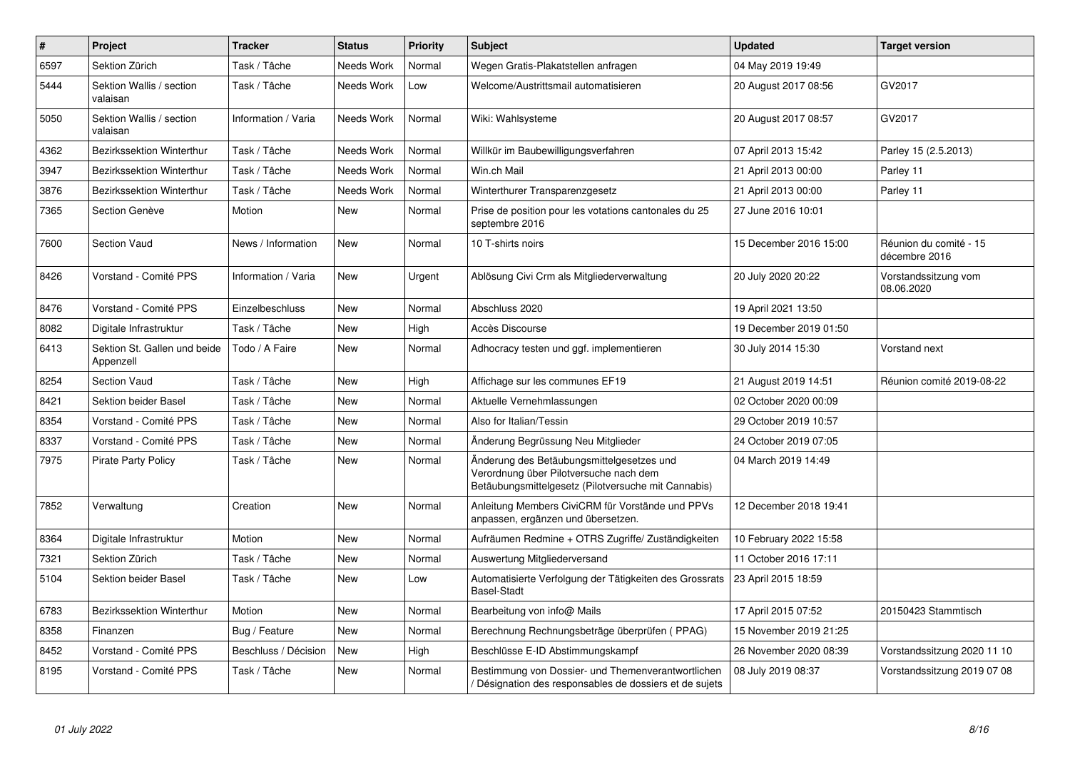| # | Project | Tracker | Status | Priority | Subject | Updated | Target version |
|---|---|---|---|---|---|---|---|
| 6597 | Sektion Zürich | Task / Tâche | Needs Work | Normal | Wegen Gratis-Plakatstellen anfragen | 04 May 2019 19:49 | |
| 5444 | Sektion Wallis / section valaisan | Task / Tâche | Needs Work | Low | Welcome/Austrittsmail automatisieren | 20 August 2017 08:56 | GV2017 |
| 5050 | Sektion Wallis / section valaisan | Information / Varia | Needs Work | Normal | Wiki: Wahlsysteme | 20 August 2017 08:57 | GV2017 |
| 4362 | Bezirkssektion Winterthur | Task / Tâche | Needs Work | Normal | Willkür im Baubewilligungsverfahren | 07 April 2013 15:42 | Parley 15 (2.5.2013) |
| 3947 | Bezirkssektion Winterthur | Task / Tâche | Needs Work | Normal | Win.ch Mail | 21 April 2013 00:00 | Parley 11 |
| 3876 | Bezirkssektion Winterthur | Task / Tâche | Needs Work | Normal | Winterthurer Transparenzgesetz | 21 April 2013 00:00 | Parley 11 |
| 7365 | Section Genève | Motion | New | Normal | Prise de position pour les votations cantonales du 25 septembre 2016 | 27 June 2016 10:01 | |
| 7600 | Section Vaud | News / Information | New | Normal | 10 T-shirts noirs | 15 December 2016 15:00 | Réunion du comité - 15 décembre 2016 |
| 8426 | Vorstand - Comité PPS | Information / Varia | New | Urgent | Ablösung Civi Crm als Mitgliederverwaltung | 20 July 2020 20:22 | Vorstandssitzung vom 08.06.2020 |
| 8476 | Vorstand - Comité PPS | Einzelbeschluss | New | Normal | Abschluss 2020 | 19 April 2021 13:50 | |
| 8082 | Digitale Infrastruktur | Task / Tâche | New | High | Accès Discourse | 19 December 2019 01:50 | |
| 6413 | Sektion St. Gallen und beide Appenzell | Todo / A Faire | New | Normal | Adhocracy testen und ggf. implementieren | 30 July 2014 15:30 | Vorstand next |
| 8254 | Section Vaud | Task / Tâche | New | High | Affichage sur les communes EF19 | 21 August 2019 14:51 | Réunion comité 2019-08-22 |
| 8421 | Sektion beider Basel | Task / Tâche | New | Normal | Aktuelle Vernehmlassungen | 02 October 2020 00:09 | |
| 8354 | Vorstand - Comité PPS | Task / Tâche | New | Normal | Also for Italian/Tessin | 29 October 2019 10:57 | |
| 8337 | Vorstand - Comité PPS | Task / Tâche | New | Normal | Änderung Begrüssung Neu Mitglieder | 24 October 2019 07:05 | |
| 7975 | Pirate Party Policy | Task / Tâche | New | Normal | Änderung des Betäubungsmittelgesetzes und Verordnung über Pilotversuche nach dem Betäubungsmittelgesetz (Pilotversuche mit Cannabis) | 04 March 2019 14:49 | |
| 7852 | Verwaltung | Creation | New | Normal | Anleitung Members CiviCRM für Vorstände und PPVs anpassen, ergänzen und übersetzen. | 12 December 2018 19:41 | |
| 8364 | Digitale Infrastruktur | Motion | New | Normal | Aufräumen Redmine + OTRS Zugriffe/ Zuständigkeiten | 10 February 2022 15:58 | |
| 7321 | Sektion Zürich | Task / Tâche | New | Normal | Auswertung Mitgliederversand | 11 October 2016 17:11 | |
| 5104 | Sektion beider Basel | Task / Tâche | New | Low | Automatisierte Verfolgung der Tätigkeiten des Grossrats Basel-Stadt | 23 April 2015 18:59 | |
| 6783 | Bezirkssektion Winterthur | Motion | New | Normal | Bearbeitung von info@ Mails | 17 April 2015 07:52 | 20150423 Stammtisch |
| 8358 | Finanzen | Bug / Feature | New | Normal | Berechnung Rechnungsbeträge überprüfen ( PPAG) | 15 November 2019 21:25 | |
| 8452 | Vorstand - Comité PPS | Beschluss / Décision | New | High | Beschlüsse E-ID Abstimmungskampf | 26 November 2020 08:39 | Vorstandssitzung 2020 11 10 |
| 8195 | Vorstand - Comité PPS | Task / Tâche | New | Normal | Bestimmung von Dossier- und Themenverantwortlichen / Désignation des responsables de dossiers et de sujets | 08 July 2019 08:37 | Vorstandssitzung 2019 07 08 |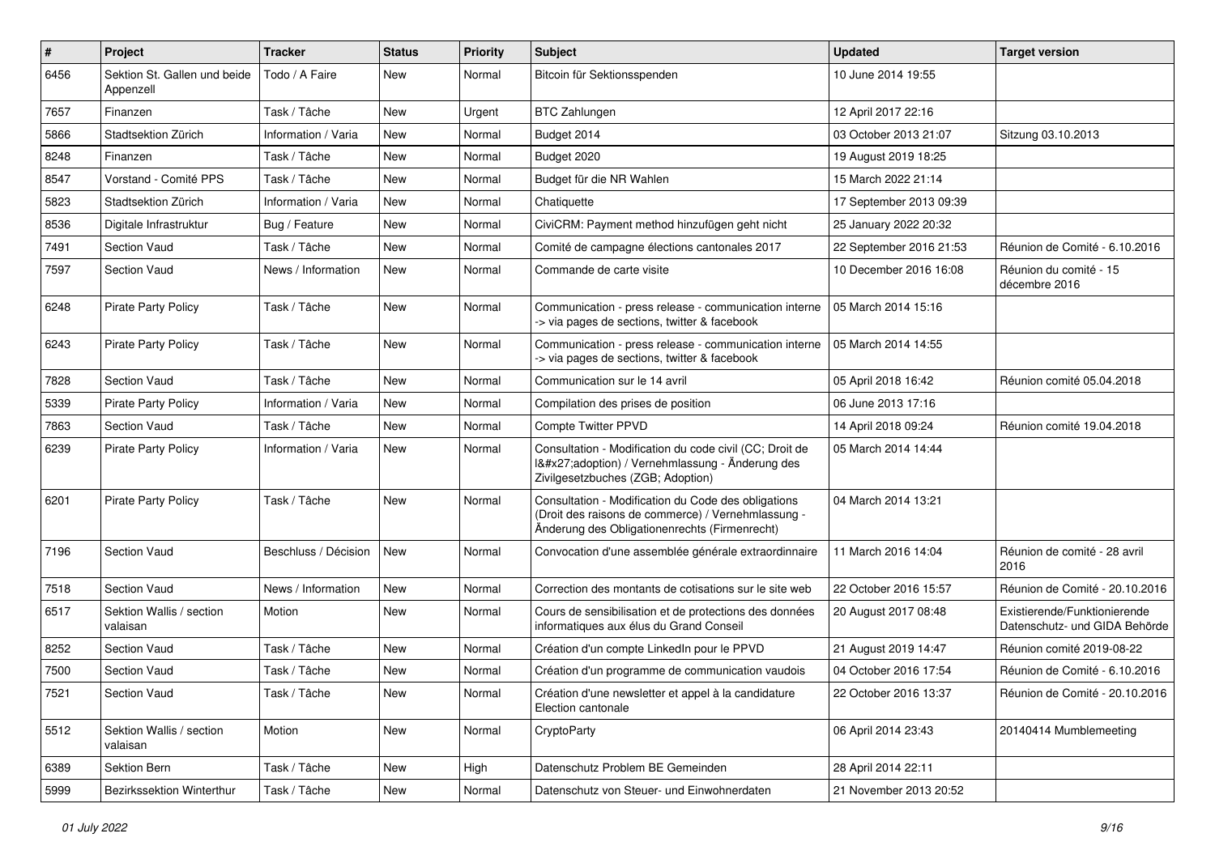| # | Project | Tracker | Status | Priority | Subject | Updated | Target version |
|---|---|---|---|---|---|---|---|
| 6456 | Sektion St. Gallen und beide Appenzell | Todo / A Faire | New | Normal | Bitcoin für Sektionsspenden | 10 June 2014 19:55 | |
| 7657 | Finanzen | Task / Tâche | New | Urgent | BTC Zahlungen | 12 April 2017 22:16 | |
| 5866 | Stadtsektion Zürich | Information / Varia | New | Normal | Budget 2014 | 03 October 2013 21:07 | Sitzung 03.10.2013 |
| 8248 | Finanzen | Task / Tâche | New | Normal | Budget 2020 | 19 August 2019 18:25 | |
| 8547 | Vorstand - Comité PPS | Task / Tâche | New | Normal | Budget für die NR Wahlen | 15 March 2022 21:14 | |
| 5823 | Stadtsektion Zürich | Information / Varia | New | Normal | Chatiquette | 17 September 2013 09:39 | |
| 8536 | Digitale Infrastruktur | Bug / Feature | New | Normal | CiviCRM: Payment method hinzufügen geht nicht | 25 January 2022 20:32 | |
| 7491 | Section Vaud | Task / Tâche | New | Normal | Comité de campagne élections cantonales 2017 | 22 September 2016 21:53 | Réunion de Comité - 6.10.2016 |
| 7597 | Section Vaud | News / Information | New | Normal | Commande de carte visite | 10 December 2016 16:08 | Réunion du comité - 15 décembre 2016 |
| 6248 | Pirate Party Policy | Task / Tâche | New | Normal | Communication - press release - communication interne -> via pages de sections, twitter & facebook | 05 March 2014 15:16 | |
| 6243 | Pirate Party Policy | Task / Tâche | New | Normal | Communication - press release - communication interne -> via pages de sections, twitter & facebook | 05 March 2014 14:55 | |
| 7828 | Section Vaud | Task / Tâche | New | Normal | Communication sur le 14 avril | 05 April 2018 16:42 | Réunion comité 05.04.2018 |
| 5339 | Pirate Party Policy | Information / Varia | New | Normal | Compilation des prises de position | 06 June 2013 17:16 | |
| 7863 | Section Vaud | Task / Tâche | New | Normal | Compte Twitter PPVD | 14 April 2018 09:24 | Réunion comité 19.04.2018 |
| 6239 | Pirate Party Policy | Information / Varia | New | Normal | Consultation - Modification du code civil (CC; Droit de l&#x27;adoption) / Vernehmlassung - Änderung des Zivilgesetzbuches (ZGB; Adoption) | 05 March 2014 14:44 | |
| 6201 | Pirate Party Policy | Task / Tâche | New | Normal | Consultation - Modification du Code des obligations (Droit des raisons de commerce) / Vernehmlassung - Änderung des Obligationenrechts (Firmenrecht) | 04 March 2014 13:21 | |
| 7196 | Section Vaud | Beschluss / Décision | New | Normal | Convocation d'une assemblée générale extraordinaire | 11 March 2016 14:04 | Réunion de comité - 28 avril 2016 |
| 7518 | Section Vaud | News / Information | New | Normal | Correction des montants de cotisations sur le site web | 22 October 2016 15:57 | Réunion de Comité - 20.10.2016 |
| 6517 | Sektion Wallis / section valaisan | Motion | New | Normal | Cours de sensibilisation et de protections des données informatiques aux élus du Grand Conseil | 20 August 2017 08:48 | Existierende/Funktionierende Datenschutz- und GIDA Behörde |
| 8252 | Section Vaud | Task / Tâche | New | Normal | Création d'un compte LinkedIn pour le PPVD | 21 August 2019 14:47 | Réunion comité 2019-08-22 |
| 7500 | Section Vaud | Task / Tâche | New | Normal | Création d'un programme de communication vaudois | 04 October 2016 17:54 | Réunion de Comité - 6.10.2016 |
| 7521 | Section Vaud | Task / Tâche | New | Normal | Création d'une newsletter et appel à la candidature Election cantonale | 22 October 2016 13:37 | Réunion de Comité - 20.10.2016 |
| 5512 | Sektion Wallis / section valaisan | Motion | New | Normal | CryptoParty | 06 April 2014 23:43 | 20140414 Mumblemeeting |
| 6389 | Sektion Bern | Task / Tâche | New | High | Datenschutz Problem BE Gemeinden | 28 April 2014 22:11 | |
| 5999 | Bezirkssektion Winterthur | Task / Tâche | New | Normal | Datenschutz von Steuer- und Einwohnerdaten | 21 November 2013 20:52 | |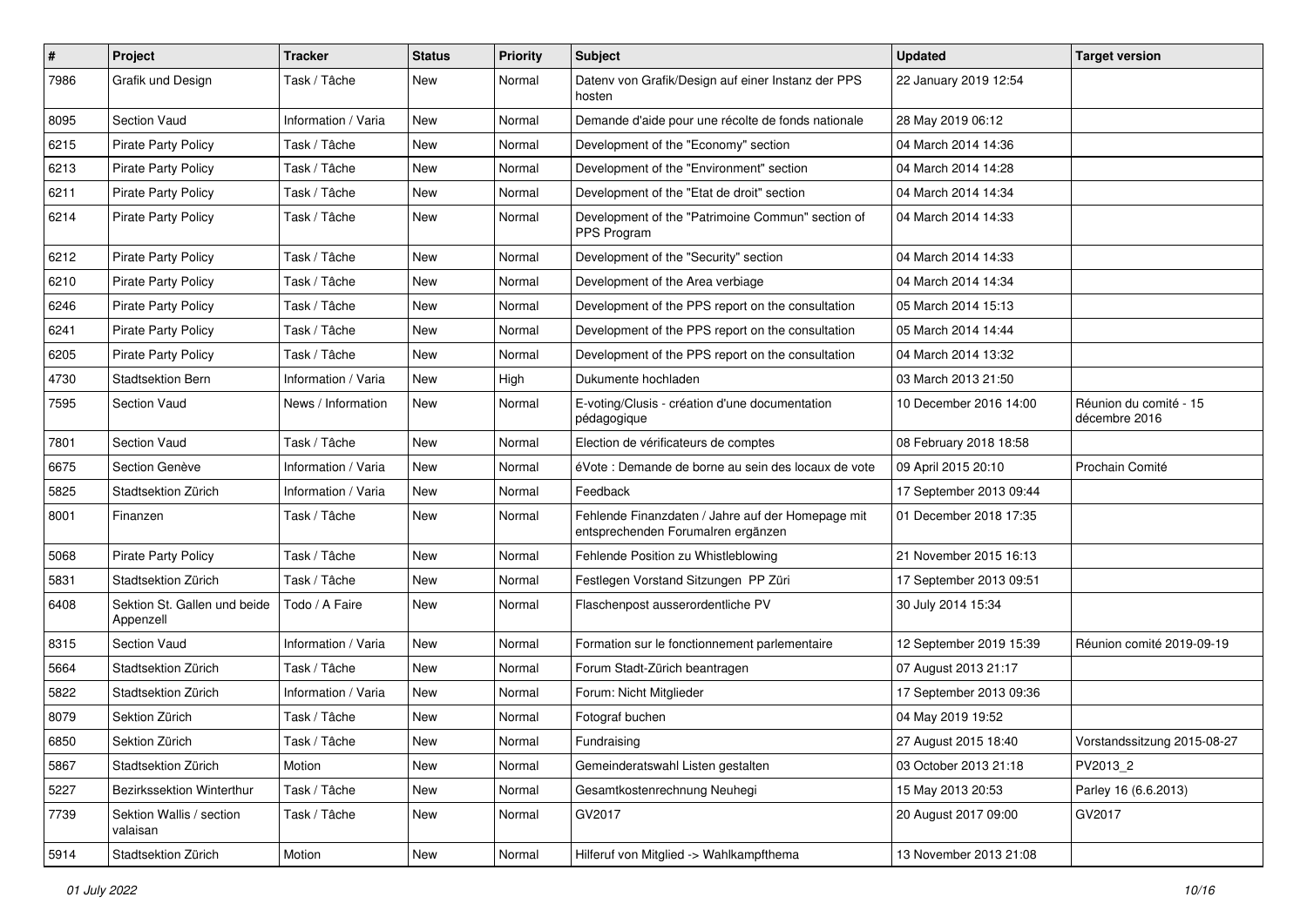| # | Project | Tracker | Status | Priority | Subject | Updated | Target version |
|---|---|---|---|---|---|---|---|
| 7986 | Grafik und Design | Task / Tâche | New | Normal | Datenv von Grafik/Design auf einer Instanz der PPS hosten | 22 January 2019 12:54 | |
| 8095 | Section Vaud | Information / Varia | New | Normal | Demande d'aide pour une récolte de fonds nationale | 28 May 2019 06:12 | |
| 6215 | Pirate Party Policy | Task / Tâche | New | Normal | Development of the "Economy" section | 04 March 2014 14:36 | |
| 6213 | Pirate Party Policy | Task / Tâche | New | Normal | Development of the "Environment" section | 04 March 2014 14:28 | |
| 6211 | Pirate Party Policy | Task / Tâche | New | Normal | Development of the "Etat de droit" section | 04 March 2014 14:34 | |
| 6214 | Pirate Party Policy | Task / Tâche | New | Normal | Development of the "Patrimoine Commun" section of PPS Program | 04 March 2014 14:33 | |
| 6212 | Pirate Party Policy | Task / Tâche | New | Normal | Development of the "Security" section | 04 March 2014 14:33 | |
| 6210 | Pirate Party Policy | Task / Tâche | New | Normal | Development of the Area verbiage | 04 March 2014 14:34 | |
| 6246 | Pirate Party Policy | Task / Tâche | New | Normal | Development of the PPS report on the consultation | 05 March 2014 15:13 | |
| 6241 | Pirate Party Policy | Task / Tâche | New | Normal | Development of the PPS report on the consultation | 05 March 2014 14:44 | |
| 6205 | Pirate Party Policy | Task / Tâche | New | Normal | Development of the PPS report on the consultation | 04 March 2014 13:32 | |
| 4730 | Stadtsektion Bern | Information / Varia | New | High | Dukumente hochladen | 03 March 2013 21:50 | |
| 7595 | Section Vaud | News / Information | New | Normal | E-voting/Clusis - création d'une documentation pédagogique | 10 December 2016 14:00 | Réunion du comité - 15 décembre 2016 |
| 7801 | Section Vaud | Task / Tâche | New | Normal | Election de vérificateurs de comptes | 08 February 2018 18:58 | |
| 6675 | Section Genève | Information / Varia | New | Normal | éVote : Demande de borne au sein des locaux de vote | 09 April 2015 20:10 | Prochain Comité |
| 5825 | Stadtsektion Zürich | Information / Varia | New | Normal | Feedback | 17 September 2013 09:44 | |
| 8001 | Finanzen | Task / Tâche | New | Normal | Fehlende Finanzdaten / Jahre auf der Homepage mit entsprechenden Forumalren ergänzen | 01 December 2018 17:35 | |
| 5068 | Pirate Party Policy | Task / Tâche | New | Normal | Fehlende Position zu Whistleblowing | 21 November 2015 16:13 | |
| 5831 | Stadtsektion Zürich | Task / Tâche | New | Normal | Festlegen Vorstand Sitzungen PP Züri | 17 September 2013 09:51 | |
| 6408 | Sektion St. Gallen und beide Appenzell | Todo / A Faire | New | Normal | Flaschenpost ausserordentliche PV | 30 July 2014 15:34 | |
| 8315 | Section Vaud | Information / Varia | New | Normal | Formation sur le fonctionnement parlementaire | 12 September 2019 15:39 | Réunion comité 2019-09-19 |
| 5664 | Stadtsektion Zürich | Task / Tâche | New | Normal | Forum Stadt-Zürich beantragen | 07 August 2013 21:17 | |
| 5822 | Stadtsektion Zürich | Information / Varia | New | Normal | Forum: Nicht Mitglieder | 17 September 2013 09:36 | |
| 8079 | Sektion Zürich | Task / Tâche | New | Normal | Fotograf buchen | 04 May 2019 19:52 | |
| 6850 | Sektion Zürich | Task / Tâche | New | Normal | Fundraising | 27 August 2015 18:40 | Vorstandssitzung 2015-08-27 |
| 5867 | Stadtsektion Zürich | Motion | New | Normal | Gemeinderatswahl Listen gestalten | 03 October 2013 21:18 | PV2013_2 |
| 5227 | Bezirkssektion Winterthur | Task / Tâche | New | Normal | Gesamtkostenrechnung Neuhegi | 15 May 2013 20:53 | Parley 16 (6.6.2013) |
| 7739 | Sektion Wallis / section valaisan | Task / Tâche | New | Normal | GV2017 | 20 August 2017 09:00 | GV2017 |
| 5914 | Stadtsektion Zürich | Motion | New | Normal | Hilferuf von Mitglied -> Wahlkampfthema | 13 November 2013 21:08 | |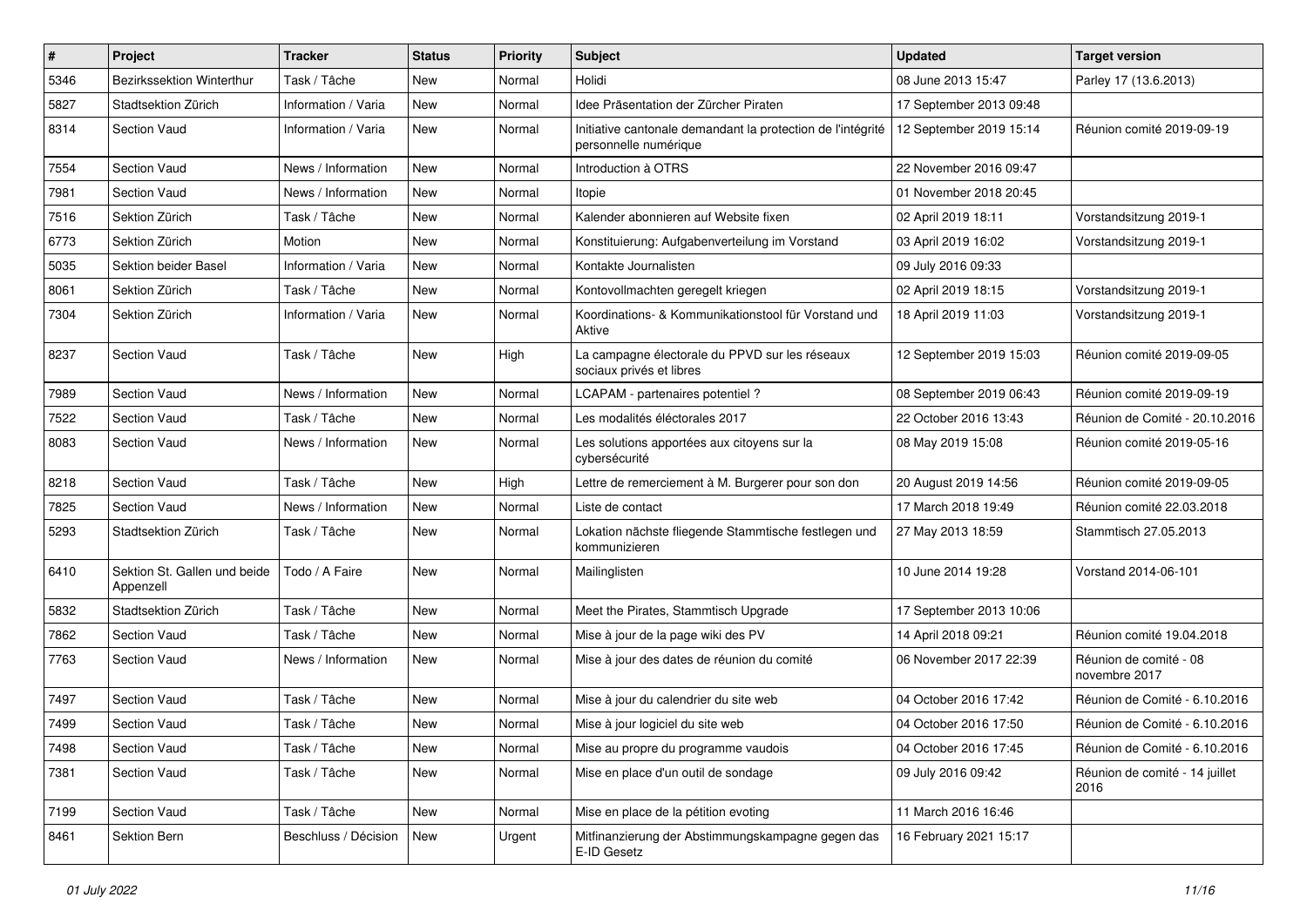| # | Project | Tracker | Status | Priority | Subject | Updated | Target version |
|---|---|---|---|---|---|---|---|
| 5346 | Bezirkssektion Winterthur | Task / Tâche | New | Normal | Holidi | 08 June 2013 15:47 | Parley 17 (13.6.2013) |
| 5827 | Stadtsektion Zürich | Information / Varia | New | Normal | Idee Präsentation der Zürcher Piraten | 17 September 2013 09:48 | |
| 8314 | Section Vaud | Information / Varia | New | Normal | Initiative cantonale demandant la protection de l'intégrité personnelle numérique | 12 September 2019 15:14 | Réunion comité 2019-09-19 |
| 7554 | Section Vaud | News / Information | New | Normal | Introduction à OTRS | 22 November 2016 09:47 | |
| 7981 | Section Vaud | News / Information | New | Normal | Itopie | 01 November 2018 20:45 | |
| 7516 | Sektion Zürich | Task / Tâche | New | Normal | Kalender abonnieren auf Website fixen | 02 April 2019 18:11 | Vorstandsitzung 2019-1 |
| 6773 | Sektion Zürich | Motion | New | Normal | Konstituierung: Aufgabenverteilung im Vorstand | 03 April 2019 16:02 | Vorstandsitzung 2019-1 |
| 5035 | Sektion beider Basel | Information / Varia | New | Normal | Kontakte Journalisten | 09 July 2016 09:33 | |
| 8061 | Sektion Zürich | Task / Tâche | New | Normal | Kontovollmachten geregelt kriegen | 02 April 2019 18:15 | Vorstandsitzung 2019-1 |
| 7304 | Sektion Zürich | Information / Varia | New | Normal | Koordinations- & Kommunikationstool für Vorstand und Aktive | 18 April 2019 11:03 | Vorstandsitzung 2019-1 |
| 8237 | Section Vaud | Task / Tâche | New | High | La campagne électorale du PPVD sur les réseaux sociaux privés et libres | 12 September 2019 15:03 | Réunion comité 2019-09-05 |
| 7989 | Section Vaud | News / Information | New | Normal | LCAPAM - partenaires potentiel ? | 08 September 2019 06:43 | Réunion comité 2019-09-19 |
| 7522 | Section Vaud | Task / Tâche | New | Normal | Les modalités éléctorales 2017 | 22 October 2016 13:43 | Réunion de Comité - 20.10.2016 |
| 8083 | Section Vaud | News / Information | New | Normal | Les solutions apportées aux citoyens sur la cybersécurité | 08 May 2019 15:08 | Réunion comité 2019-05-16 |
| 8218 | Section Vaud | Task / Tâche | New | High | Lettre de remerciement à M. Burgerer pour son don | 20 August 2019 14:56 | Réunion comité 2019-09-05 |
| 7825 | Section Vaud | News / Information | New | Normal | Liste de contact | 17 March 2018 19:49 | Réunion comité 22.03.2018 |
| 5293 | Stadtsektion Zürich | Task / Tâche | New | Normal | Lokation nächste fliegende Stammtische festlegen und kommunizieren | 27 May 2013 18:59 | Stammtisch 27.05.2013 |
| 6410 | Sektion St. Gallen und beide Appenzell | Todo / A Faire | New | Normal | Mailinglisten | 10 June 2014 19:28 | Vorstand 2014-06-101 |
| 5832 | Stadtsektion Zürich | Task / Tâche | New | Normal | Meet the Pirates, Stammtisch Upgrade | 17 September 2013 10:06 | |
| 7862 | Section Vaud | Task / Tâche | New | Normal | Mise à jour de la page wiki des PV | 14 April 2018 09:21 | Réunion comité 19.04.2018 |
| 7763 | Section Vaud | News / Information | New | Normal | Mise à jour des dates de réunion du comité | 06 November 2017 22:39 | Réunion de comité - 08 novembre 2017 |
| 7497 | Section Vaud | Task / Tâche | New | Normal | Mise à jour du calendrier du site web | 04 October 2016 17:42 | Réunion de Comité - 6.10.2016 |
| 7499 | Section Vaud | Task / Tâche | New | Normal | Mise à jour logiciel du site web | 04 October 2016 17:50 | Réunion de Comité - 6.10.2016 |
| 7498 | Section Vaud | Task / Tâche | New | Normal | Mise au propre du programme vaudois | 04 October 2016 17:45 | Réunion de Comité - 6.10.2016 |
| 7381 | Section Vaud | Task / Tâche | New | Normal | Mise en place d'un outil de sondage | 09 July 2016 09:42 | Réunion de comité - 14 juillet 2016 |
| 7199 | Section Vaud | Task / Tâche | New | Normal | Mise en place de la pétition evoting | 11 March 2016 16:46 | |
| 8461 | Sektion Bern | Beschluss / Décision | New | Urgent | Mitfinanzierung der Abstimmungskampagne gegen das E-ID Gesetz | 16 February 2021 15:17 | |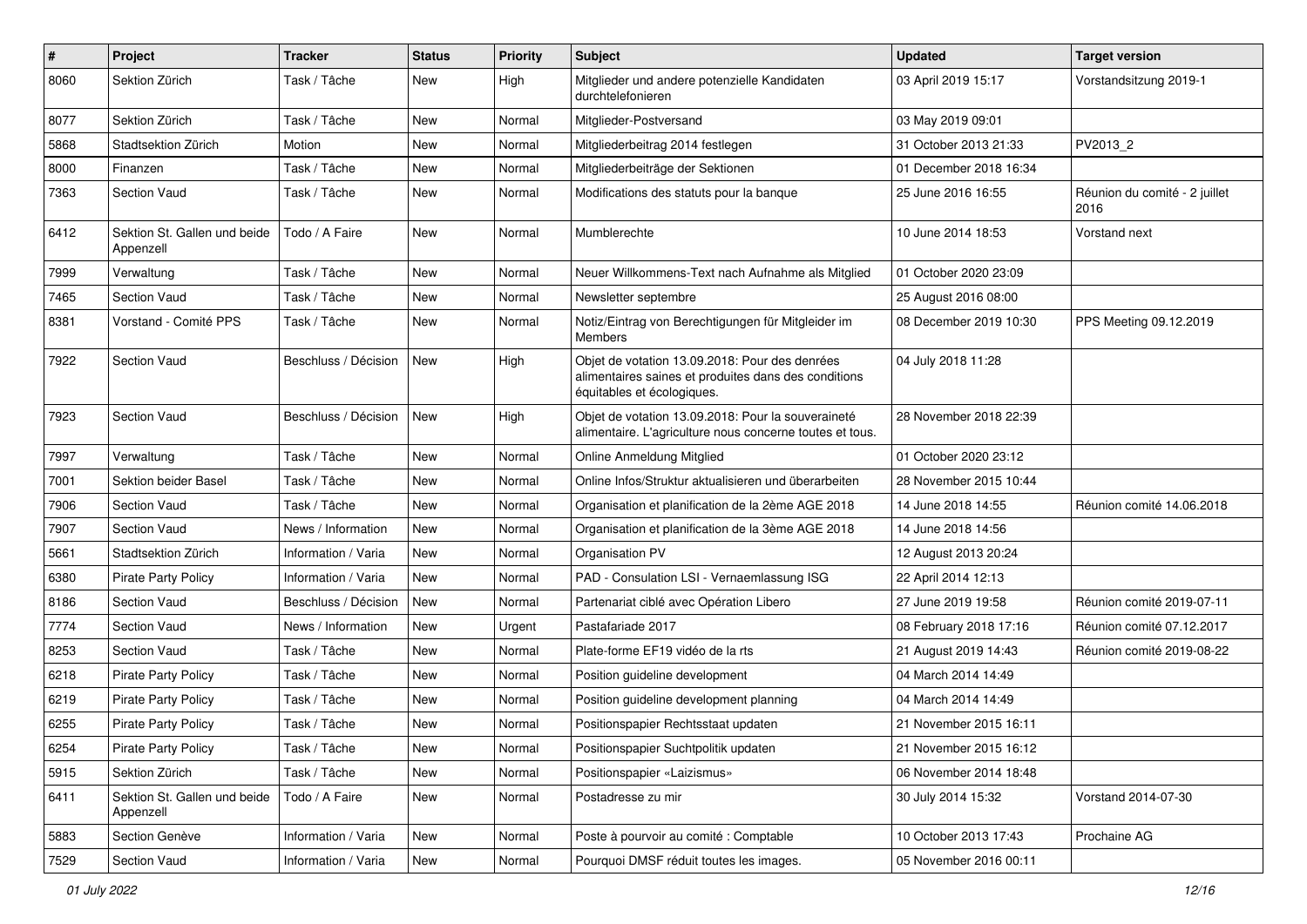| # | Project | Tracker | Status | Priority | Subject | Updated | Target version |
|---|---|---|---|---|---|---|---|
| 8060 | Sektion Zürich | Task / Tâche | New | High | Mitglieder und andere potenzielle Kandidaten durchtelefonieren | 03 April 2019 15:17 | Vorstandsitzung 2019-1 |
| 8077 | Sektion Zürich | Task / Tâche | New | Normal | Mitglieder-Postversand | 03 May 2019 09:01 | |
| 5868 | Stadtsektion Zürich | Motion | New | Normal | Mitgliederbeitrag 2014 festlegen | 31 October 2013 21:33 | PV2013_2 |
| 8000 | Finanzen | Task / Tâche | New | Normal | Mitgliederbeiträge der Sektionen | 01 December 2018 16:34 | |
| 7363 | Section Vaud | Task / Tâche | New | Normal | Modifications des statuts pour la banque | 25 June 2016 16:55 | Réunion du comité - 2 juillet 2016 |
| 6412 | Sektion St. Gallen und beide Appenzell | Todo / A Faire | New | Normal | Mumblerechte | 10 June 2014 18:53 | Vorstand next |
| 7999 | Verwaltung | Task / Tâche | New | Normal | Neuer Willkommens-Text nach Aufnahme als Mitglied | 01 October 2020 23:09 | |
| 7465 | Section Vaud | Task / Tâche | New | Normal | Newsletter septembre | 25 August 2016 08:00 | |
| 8381 | Vorstand - Comité PPS | Task / Tâche | New | Normal | Notiz/Eintrag von Berechtigungen für Mitgleider im Members | 08 December 2019 10:30 | PPS Meeting 09.12.2019 |
| 7922 | Section Vaud | Beschluss / Décision | New | High | Objet de votation 13.09.2018: Pour des denrées alimentaires saines et produites dans des conditions équitables et écologiques. | 04 July 2018 11:28 | |
| 7923 | Section Vaud | Beschluss / Décision | New | High | Objet de votation 13.09.2018: Pour la souveraineté alimentaire. L'agriculture nous concerne toutes et tous. | 28 November 2018 22:39 | |
| 7997 | Verwaltung | Task / Tâche | New | Normal | Online Anmeldung Mitglied | 01 October 2020 23:12 | |
| 7001 | Sektion beider Basel | Task / Tâche | New | Normal | Online Infos/Struktur aktualisieren und überarbeiten | 28 November 2015 10:44 | |
| 7906 | Section Vaud | Task / Tâche | New | Normal | Organisation et planification de la 2ème AGE 2018 | 14 June 2018 14:55 | Réunion comité 14.06.2018 |
| 7907 | Section Vaud | News / Information | New | Normal | Organisation et planification de la 3ème AGE 2018 | 14 June 2018 14:56 | |
| 5661 | Stadtsektion Zürich | Information / Varia | New | Normal | Organisation PV | 12 August 2013 20:24 | |
| 6380 | Pirate Party Policy | Information / Varia | New | Normal | PAD - Consulation LSI - Vernaemlassung ISG | 22 April 2014 12:13 | |
| 8186 | Section Vaud | Beschluss / Décision | New | Normal | Partenariat ciblé avec Opération Libero | 27 June 2019 19:58 | Réunion comité 2019-07-11 |
| 7774 | Section Vaud | News / Information | New | Urgent | Pastafariade 2017 | 08 February 2018 17:16 | Réunion comité 07.12.2017 |
| 8253 | Section Vaud | Task / Tâche | New | Normal | Plate-forme EF19 vidéo de la rts | 21 August 2019 14:43 | Réunion comité 2019-08-22 |
| 6218 | Pirate Party Policy | Task / Tâche | New | Normal | Position guideline development | 04 March 2014 14:49 | |
| 6219 | Pirate Party Policy | Task / Tâche | New | Normal | Position guideline development planning | 04 March 2014 14:49 | |
| 6255 | Pirate Party Policy | Task / Tâche | New | Normal | Positionspapier Rechtsstaat updaten | 21 November 2015 16:11 | |
| 6254 | Pirate Party Policy | Task / Tâche | New | Normal | Positionspapier Suchtpolitik updaten | 21 November 2015 16:12 | |
| 5915 | Sektion Zürich | Task / Tâche | New | Normal | Positionspapier «Laizismus» | 06 November 2014 18:48 | |
| 6411 | Sektion St. Gallen und beide Appenzell | Todo / A Faire | New | Normal | Postadresse zu mir | 30 July 2014 15:32 | Vorstand 2014-07-30 |
| 5883 | Section Genève | Information / Varia | New | Normal | Poste à pourvoir au comité : Comptable | 10 October 2013 17:43 | Prochaine AG |
| 7529 | Section Vaud | Information / Varia | New | Normal | Pourquoi DMSF réduit toutes les images. | 05 November 2016 00:11 | |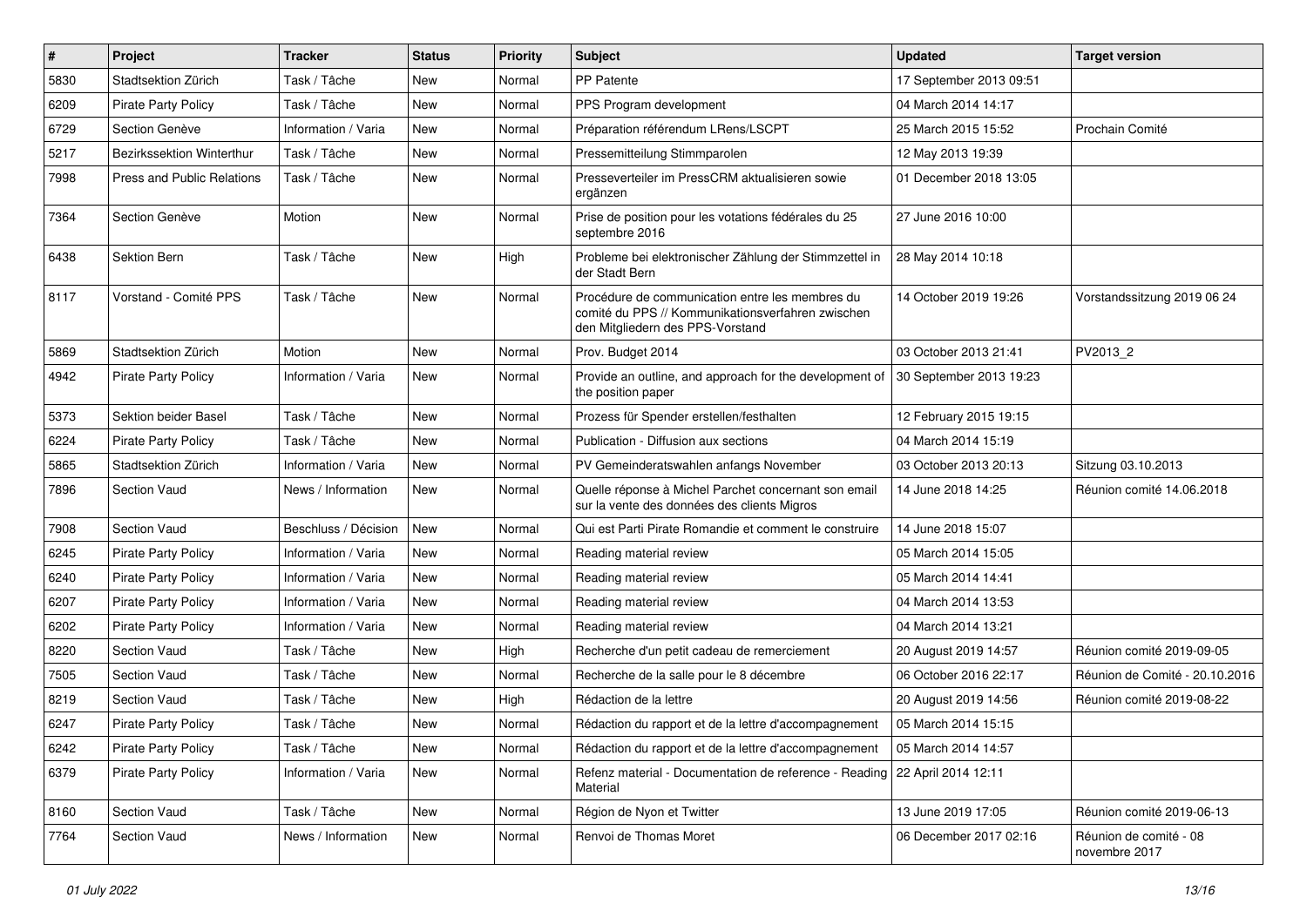| # | Project | Tracker | Status | Priority | Subject | Updated | Target version |
|---|---|---|---|---|---|---|---|
| 5830 | Stadtsektion Zürich | Task / Tâche | New | Normal | PP Patente | 17 September 2013 09:51 | |
| 6209 | Pirate Party Policy | Task / Tâche | New | Normal | PPS Program development | 04 March 2014 14:17 | |
| 6729 | Section Genève | Information / Varia | New | Normal | Préparation référendum LRens/LSCPT | 25 March 2015 15:52 | Prochain Comité |
| 5217 | Bezirkssektion Winterthur | Task / Tâche | New | Normal | Pressemitteilung Stimmparolen | 12 May 2013 19:39 | |
| 7998 | Press and Public Relations | Task / Tâche | New | Normal | Presseverteiler im PressCRM aktualisieren sowie ergänzen | 01 December 2018 13:05 | |
| 7364 | Section Genève | Motion | New | Normal | Prise de position pour les votations fédérales du 25 septembre 2016 | 27 June 2016 10:00 | |
| 6438 | Sektion Bern | Task / Tâche | New | High | Probleme bei elektronischer Zählung der Stimmzettel in der Stadt Bern | 28 May 2014 10:18 | |
| 8117 | Vorstand - Comité PPS | Task / Tâche | New | Normal | Procédure de communication entre les membres du comité du PPS // Kommunikationsverfahren zwischen den Mitgliedern des PPS-Vorstand | 14 October 2019 19:26 | Vorstandssitzung 2019 06 24 |
| 5869 | Stadtsektion Zürich | Motion | New | Normal | Prov. Budget 2014 | 03 October 2013 21:41 | PV2013_2 |
| 4942 | Pirate Party Policy | Information / Varia | New | Normal | Provide an outline, and approach for the development of the position paper | 30 September 2013 19:23 | |
| 5373 | Sektion beider Basel | Task / Tâche | New | Normal | Prozess für Spender erstellen/festhalten | 12 February 2015 19:15 | |
| 6224 | Pirate Party Policy | Task / Tâche | New | Normal | Publication - Diffusion aux sections | 04 March 2014 15:19 | |
| 5865 | Stadtsektion Zürich | Information / Varia | New | Normal | PV Gemeinderatswahlen anfangs November | 03 October 2013 20:13 | Sitzung 03.10.2013 |
| 7896 | Section Vaud | News / Information | New | Normal | Quelle réponse à Michel Parchet concernant son email sur la vente des données des clients Migros | 14 June 2018 14:25 | Réunion comité 14.06.2018 |
| 7908 | Section Vaud | Beschluss / Décision | New | Normal | Qui est Parti Pirate Romandie et comment le construire | 14 June 2018 15:07 | |
| 6245 | Pirate Party Policy | Information / Varia | New | Normal | Reading material review | 05 March 2014 15:05 | |
| 6240 | Pirate Party Policy | Information / Varia | New | Normal | Reading material review | 05 March 2014 14:41 | |
| 6207 | Pirate Party Policy | Information / Varia | New | Normal | Reading material review | 04 March 2014 13:53 | |
| 6202 | Pirate Party Policy | Information / Varia | New | Normal | Reading material review | 04 March 2014 13:21 | |
| 8220 | Section Vaud | Task / Tâche | New | High | Recherche d'un petit cadeau de remerciement | 20 August 2019 14:57 | Réunion comité 2019-09-05 |
| 7505 | Section Vaud | Task / Tâche | New | Normal | Recherche de la salle pour le 8 décembre | 06 October 2016 22:17 | Réunion de Comité - 20.10.2016 |
| 8219 | Section Vaud | Task / Tâche | New | High | Rédaction de la lettre | 20 August 2019 14:56 | Réunion comité 2019-08-22 |
| 6247 | Pirate Party Policy | Task / Tâche | New | Normal | Rédaction du rapport et de la lettre d'accompagnement | 05 March 2014 15:15 | |
| 6242 | Pirate Party Policy | Task / Tâche | New | Normal | Rédaction du rapport et de la lettre d'accompagnement | 05 March 2014 14:57 | |
| 6379 | Pirate Party Policy | Information / Varia | New | Normal | Refenz material - Documentation de reference - Reading Material | 22 April 2014 12:11 | |
| 8160 | Section Vaud | Task / Tâche | New | Normal | Région de Nyon et Twitter | 13 June 2019 17:05 | Réunion comité 2019-06-13 |
| 7764 | Section Vaud | News / Information | New | Normal | Renvoi de Thomas Moret | 06 December 2017 02:16 | Réunion de comité - 08 novembre 2017 |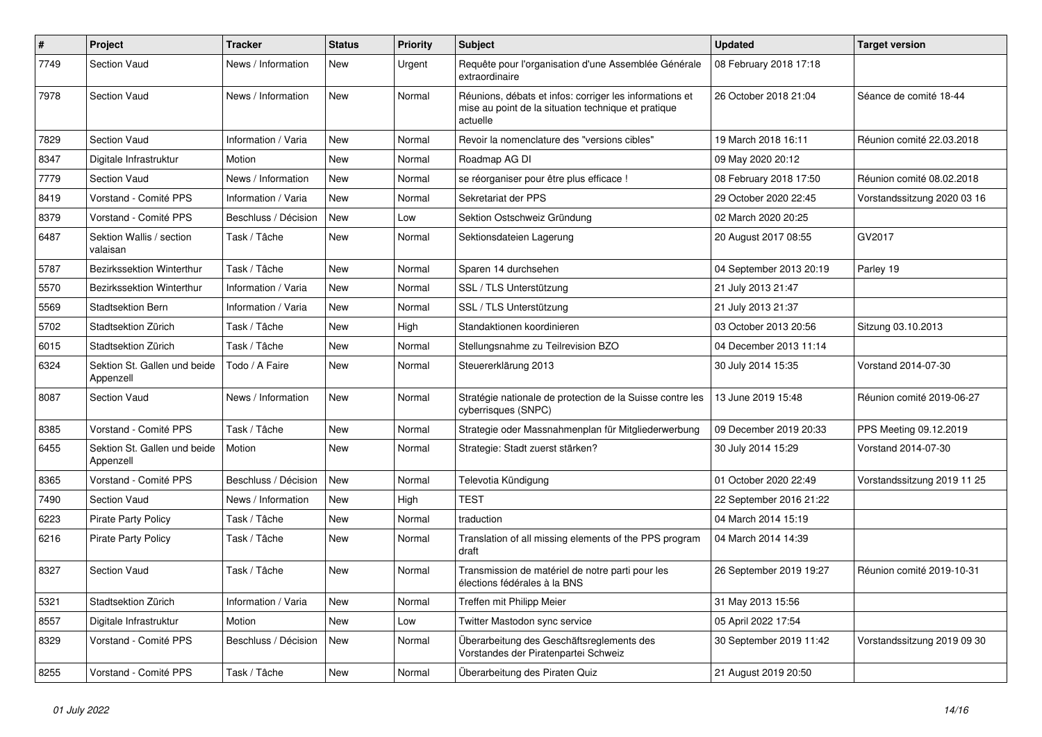| # | Project | Tracker | Status | Priority | Subject | Updated | Target version |
|---|---|---|---|---|---|---|---|
| 7749 | Section Vaud | News / Information | New | Urgent | Requête pour l'organisation d'une Assemblée Générale extraordinaire | 08 February 2018 17:18 | |
| 7978 | Section Vaud | News / Information | New | Normal | Réunions, débats et infos: corriger les informations et mise au point de la situation technique et pratique actuelle | 26 October 2018 21:04 | Séance de comité 18-44 |
| 7829 | Section Vaud | Information / Varia | New | Normal | Revoir la nomenclature des "versions cibles" | 19 March 2018 16:11 | Réunion comité 22.03.2018 |
| 8347 | Digitale Infrastruktur | Motion | New | Normal | Roadmap AG DI | 09 May 2020 20:12 | |
| 7779 | Section Vaud | News / Information | New | Normal | se réorganiser pour être plus efficace ! | 08 February 2018 17:50 | Réunion comité 08.02.2018 |
| 8419 | Vorstand - Comité PPS | Information / Varia | New | Normal | Sekretariat der PPS | 29 October 2020 22:45 | Vorstandssitzung 2020 03 16 |
| 8379 | Vorstand - Comité PPS | Beschluss / Décision | New | Low | Sektion Ostschweiz Gründung | 02 March 2020 20:25 | |
| 6487 | Sektion Wallis / section valaisan | Task / Tâche | New | Normal | Sektionsdateien Lagerung | 20 August 2017 08:55 | GV2017 |
| 5787 | Bezirkssektion Winterthur | Task / Tâche | New | Normal | Sparen 14 durchsehen | 04 September 2013 20:19 | Parley 19 |
| 5570 | Bezirkssektion Winterthur | Information / Varia | New | Normal | SSL / TLS Unterstützung | 21 July 2013 21:47 | |
| 5569 | Stadtsektion Bern | Information / Varia | New | Normal | SSL / TLS Unterstützung | 21 July 2013 21:37 | |
| 5702 | Stadtsektion Zürich | Task / Tâche | New | High | Standaktionen koordinieren | 03 October 2013 20:56 | Sitzung 03.10.2013 |
| 6015 | Stadtsektion Zürich | Task / Tâche | New | Normal | Stellungsnahme zu Teilrevision BZO | 04 December 2013 11:14 | |
| 6324 | Sektion St. Gallen und beide Appenzell | Todo / A Faire | New | Normal | Steuererklärung 2013 | 30 July 2014 15:35 | Vorstand 2014-07-30 |
| 8087 | Section Vaud | News / Information | New | Normal | Stratégie nationale de protection de la Suisse contre les cyberrisques (SNPC) | 13 June 2019 15:48 | Réunion comité 2019-06-27 |
| 8385 | Vorstand - Comité PPS | Task / Tâche | New | Normal | Strategie oder Massnahmenplan für Mitgliederwerbung | 09 December 2019 20:33 | PPS Meeting 09.12.2019 |
| 6455 | Sektion St. Gallen und beide Appenzell | Motion | New | Normal | Strategie: Stadt zuerst stärken? | 30 July 2014 15:29 | Vorstand 2014-07-30 |
| 8365 | Vorstand - Comité PPS | Beschluss / Décision | New | Normal | Televotia Kündigung | 01 October 2020 22:49 | Vorstandssitzung 2019 11 25 |
| 7490 | Section Vaud | News / Information | New | High | TEST | 22 September 2016 21:22 | |
| 6223 | Pirate Party Policy | Task / Tâche | New | Normal | traduction | 04 March 2014 15:19 | |
| 6216 | Pirate Party Policy | Task / Tâche | New | Normal | Translation of all missing elements of the PPS program draft | 04 March 2014 14:39 | |
| 8327 | Section Vaud | Task / Tâche | New | Normal | Transmission de matériel de notre parti pour les élections fédérales à la BNS | 26 September 2019 19:27 | Réunion comité 2019-10-31 |
| 5321 | Stadtsektion Zürich | Information / Varia | New | Normal | Treffen mit Philipp Meier | 31 May 2013 15:56 | |
| 8557 | Digitale Infrastruktur | Motion | New | Low | Twitter Mastodon sync service | 05 April 2022 17:54 | |
| 8329 | Vorstand - Comité PPS | Beschluss / Décision | New | Normal | Überarbeitung des Geschäftsreglements des Vorstandes der Piratenpartei Schweiz | 30 September 2019 11:42 | Vorstandssitzung 2019 09 30 |
| 8255 | Vorstand - Comité PPS | Task / Tâche | New | Normal | Überarbeitung des Piraten Quiz | 21 August 2019 20:50 | |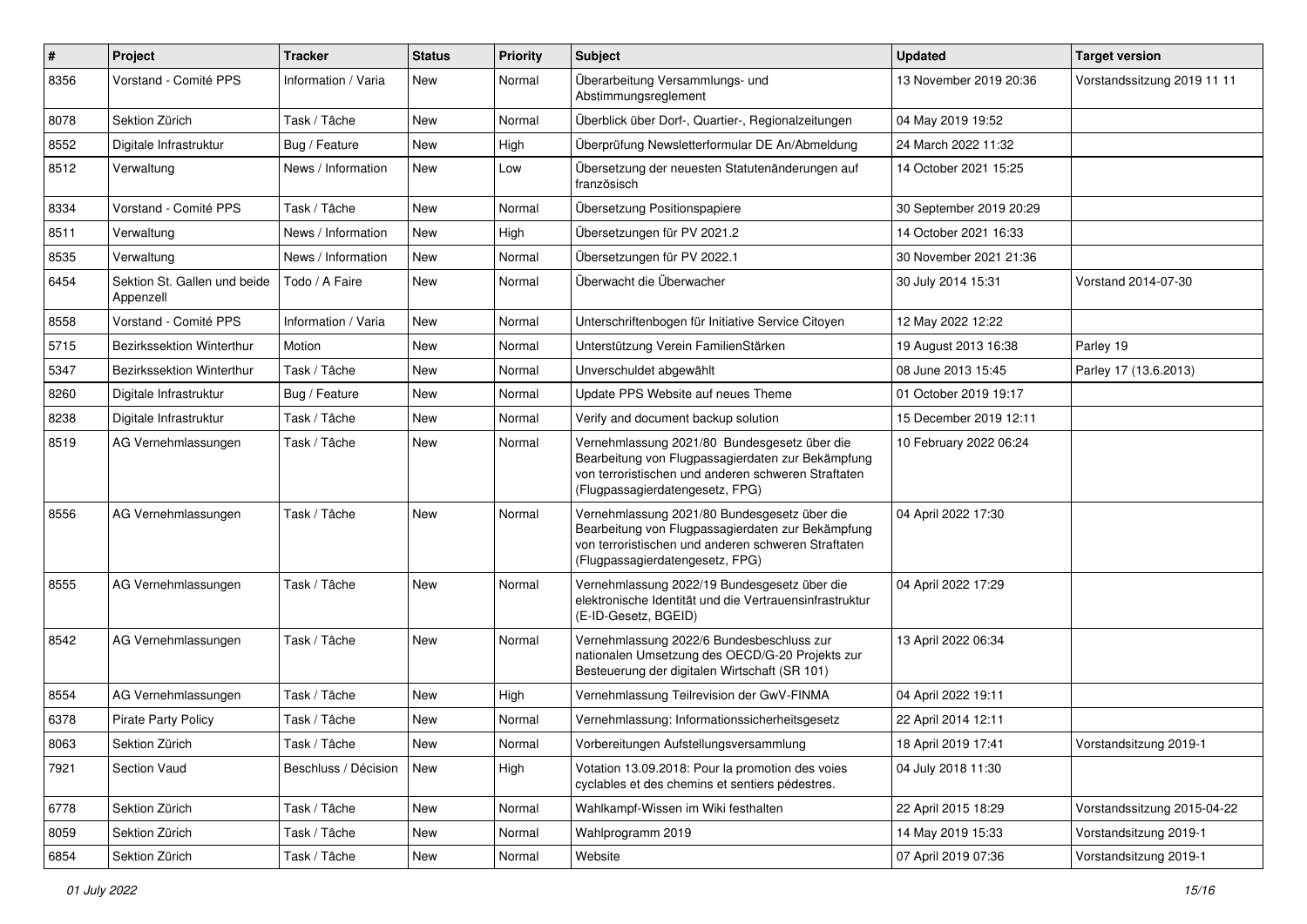| # | Project | Tracker | Status | Priority | Subject | Updated | Target version |
|---|---|---|---|---|---|---|---|
| 8356 | Vorstand - Comité PPS | Information / Varia | New | Normal | Überarbeitung Versammlungs- und Abstimmungsreglement | 13 November 2019 20:36 | Vorstandssitzung 2019 11 11 |
| 8078 | Sektion Zürich | Task / Tâche | New | Normal | Überblick über Dorf-, Quartier-, Regionalzeitungen | 04 May 2019 19:52 | |
| 8552 | Digitale Infrastruktur | Bug / Feature | New | High | Überprüfung Newsletterformular DE An/Abmeldung | 24 March 2022 11:32 | |
| 8512 | Verwaltung | News / Information | New | Low | Übersetzung der neuesten Statutenänderungen auf französisch | 14 October 2021 15:25 | |
| 8334 | Vorstand - Comité PPS | Task / Tâche | New | Normal | Übersetzung Positionspapiere | 30 September 2019 20:29 | |
| 8511 | Verwaltung | News / Information | New | High | Übersetzungen für PV 2021.2 | 14 October 2021 16:33 | |
| 8535 | Verwaltung | News / Information | New | Normal | Übersetzungen für PV 2022.1 | 30 November 2021 21:36 | |
| 6454 | Sektion St. Gallen und beide Appenzell | Todo / A Faire | New | Normal | Überwacht die Überwacher | 30 July 2014 15:31 | Vorstand 2014-07-30 |
| 8558 | Vorstand - Comité PPS | Information / Varia | New | Normal | Unterschriftenbogen für Initiative Service Citoyen | 12 May 2022 12:22 | |
| 5715 | Bezirkssektion Winterthur | Motion | New | Normal | Unterstützung Verein FamilienStärken | 19 August 2013 16:38 | Parley 19 |
| 5347 | Bezirkssektion Winterthur | Task / Tâche | New | Normal | Unverschuldet abgewählt | 08 June 2013 15:45 | Parley 17 (13.6.2013) |
| 8260 | Digitale Infrastruktur | Bug / Feature | New | Normal | Update PPS Website auf neues Theme | 01 October 2019 19:17 | |
| 8238 | Digitale Infrastruktur | Task / Tâche | New | Normal | Verify and document backup solution | 15 December 2019 12:11 | |
| 8519 | AG Vernehmlassungen | Task / Tâche | New | Normal | Vernehmlassung 2021/80 Bundesgesetz über die Bearbeitung von Flugpassagierdaten zur Bekämpfung von terroristischen und anderen schweren Straftaten (Flugpassagierdatengesetz, FPG) | 10 February 2022 06:24 | |
| 8556 | AG Vernehmlassungen | Task / Tâche | New | Normal | Vernehmlassung 2021/80 Bundesgesetz über die Bearbeitung von Flugpassagierdaten zur Bekämpfung von terroristischen und anderen schweren Straftaten (Flugpassagierdatengesetz, FPG) | 04 April 2022 17:30 | |
| 8555 | AG Vernehmlassungen | Task / Tâche | New | Normal | Vernehmlassung 2022/19 Bundesgesetz über die elektronische Identität und die Vertrauensinfrastruktur (E-ID-Gesetz, BGEID) | 04 April 2022 17:29 | |
| 8542 | AG Vernehmlassungen | Task / Tâche | New | Normal | Vernehmlassung 2022/6 Bundesbeschluss zur nationalen Umsetzung des OECD/G-20 Projekts zur Besteuerung der digitalen Wirtschaft (SR 101) | 13 April 2022 06:34 | |
| 8554 | AG Vernehmlassungen | Task / Tâche | New | High | Vernehmlassung Teilrevision der GwV-FINMA | 04 April 2022 19:11 | |
| 6378 | Pirate Party Policy | Task / Tâche | New | Normal | Vernehmlassung: Informationssicherheitsgesetz | 22 April 2014 12:11 | |
| 8063 | Sektion Zürich | Task / Tâche | New | Normal | Vorbereitungen Aufstellungsversammlung | 18 April 2019 17:41 | Vorstandsitzung 2019-1 |
| 7921 | Section Vaud | Beschluss / Décision | New | High | Votation 13.09.2018: Pour la promotion des voies cyclables et des chemins et sentiers pédestres. | 04 July 2018 11:30 | |
| 6778 | Sektion Zürich | Task / Tâche | New | Normal | Wahlkampf-Wissen im Wiki festhalten | 22 April 2015 18:29 | Vorstandssitzung 2015-04-22 |
| 8059 | Sektion Zürich | Task / Tâche | New | Normal | Wahlprogramm 2019 | 14 May 2019 15:33 | Vorstandsitzung 2019-1 |
| 6854 | Sektion Zürich | Task / Tâche | New | Normal | Website | 07 April 2019 07:36 | Vorstandsitzung 2019-1 |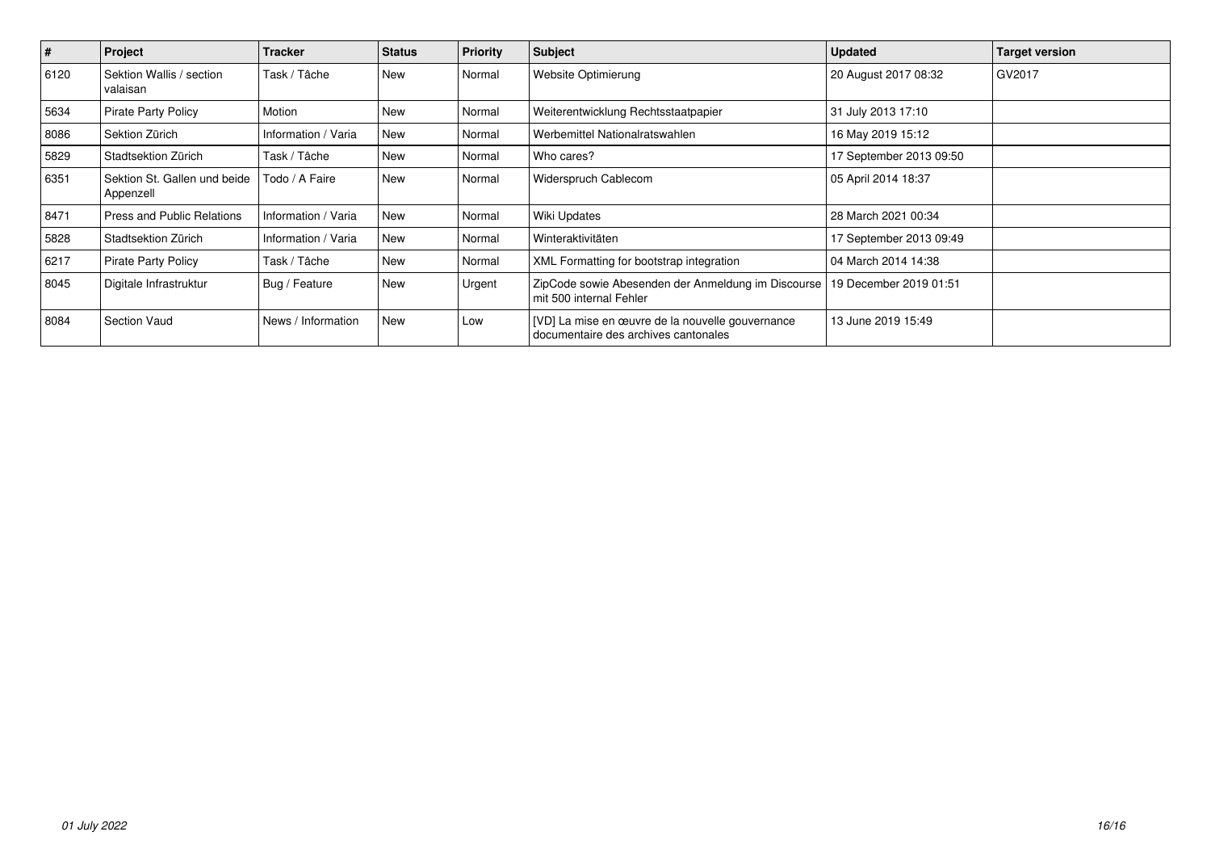| # | Project | Tracker | Status | Priority | Subject | Updated | Target version |
|---|---|---|---|---|---|---|---|
| 6120 | Sektion Wallis / section valaisan | Task / Tâche | New | Normal | Website Optimierung | 20 August 2017 08:32 | GV2017 |
| 5634 | Pirate Party Policy | Motion | New | Normal | Weiterentwicklung Rechtsstaatpapier | 31 July 2013 17:10 | |
| 8086 | Sektion Zürich | Information / Varia | New | Normal | Werbemittel Nationalratswahlen | 16 May 2019 15:12 | |
| 5829 | Stadtsektion Zürich | Task / Tâche | New | Normal | Who cares? | 17 September 2013 09:50 | |
| 6351 | Sektion St. Gallen und beide Appenzell | Todo / A Faire | New | Normal | Widerspruch Cablecom | 05 April 2014 18:37 | |
| 8471 | Press and Public Relations | Information / Varia | New | Normal | Wiki Updates | 28 March 2021 00:34 | |
| 5828 | Stadtsektion Zürich | Information / Varia | New | Normal | Winteraktivitäten | 17 September 2013 09:49 | |
| 6217 | Pirate Party Policy | Task / Tâche | New | Normal | XML Formatting for bootstrap integration | 04 March 2014 14:38 | |
| 8045 | Digitale Infrastruktur | Bug / Feature | New | Urgent | ZipCode sowie Abesenden der Anmeldung im Discourse mit 500 internal Fehler | 19 December 2019 01:51 | |
| 8084 | Section Vaud | News / Information | New | Low | [VD] La mise en œuvre de la nouvelle gouvernance documentaire des archives cantonales | 13 June 2019 15:49 | |

*01 July 2022*